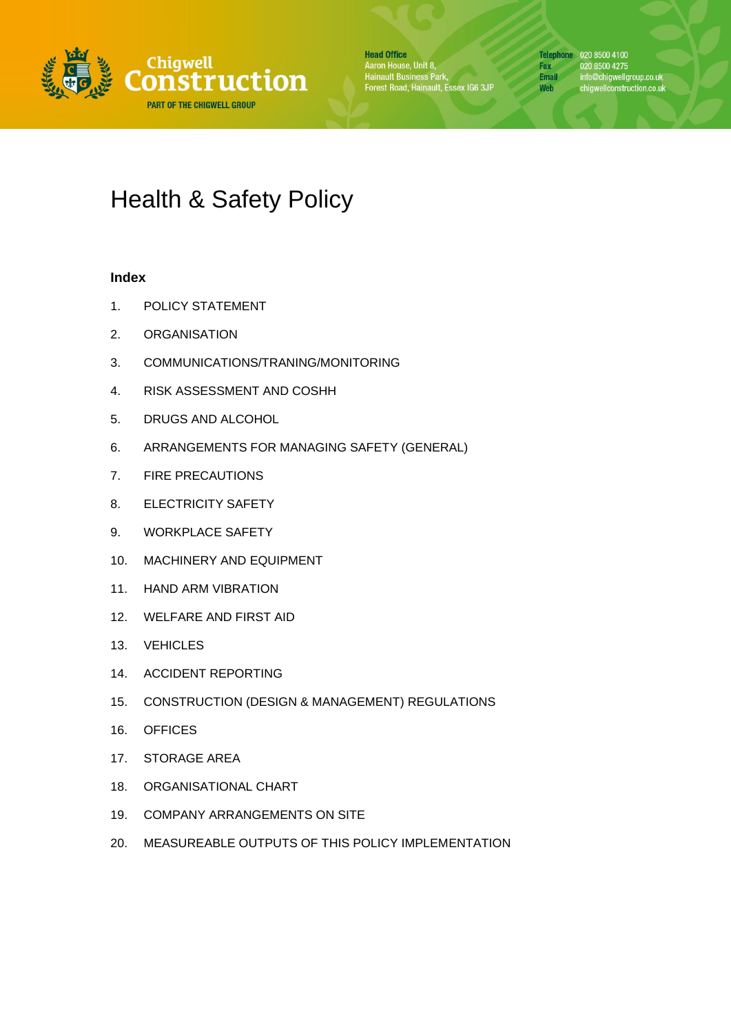Chigwell Construction
PART OF THE CHIGWELL GROUP

**Head Office**
Aaron House, Unit 8,
Hainault Business Park,
Forest Road, Hainault, Essex IG6 3JP

**Telephone** 020 8500 4100
**Fax** 020 8500 4275
**Email** info@chigwellgroup.co.uk
**Web** chigwellconstruction.co.uk

# Health & Safety Policy

### Index

1. POLICY STATEMENT
2. ORGANISATION
3. COMMUNICATIONS/TRANING/MONITORING
4. RISK ASSESSMENT AND COSHH
5. DRUGS AND ALCOHOL
6. ARRANGEMENTS FOR MANAGING SAFETY (GENERAL)
7. FIRE PRECAUTIONS
8. ELECTRICITY SAFETY
9. WORKPLACE SAFETY
10. MACHINERY AND EQUIPMENT
11. HAND ARM VIBRATION
12. WELFARE AND FIRST AID
13. VEHICLES
14. ACCIDENT REPORTING
15. CONSTRUCTION (DESIGN & MANAGEMENT) REGULATIONS
16. OFFICES
17. STORAGE AREA
18. ORGANISATIONAL CHART
19. COMPANY ARRANGEMENTS ON SITE
20. MEASUREABLE OUTPUTS OF THIS POLICY IMPLEMENTATION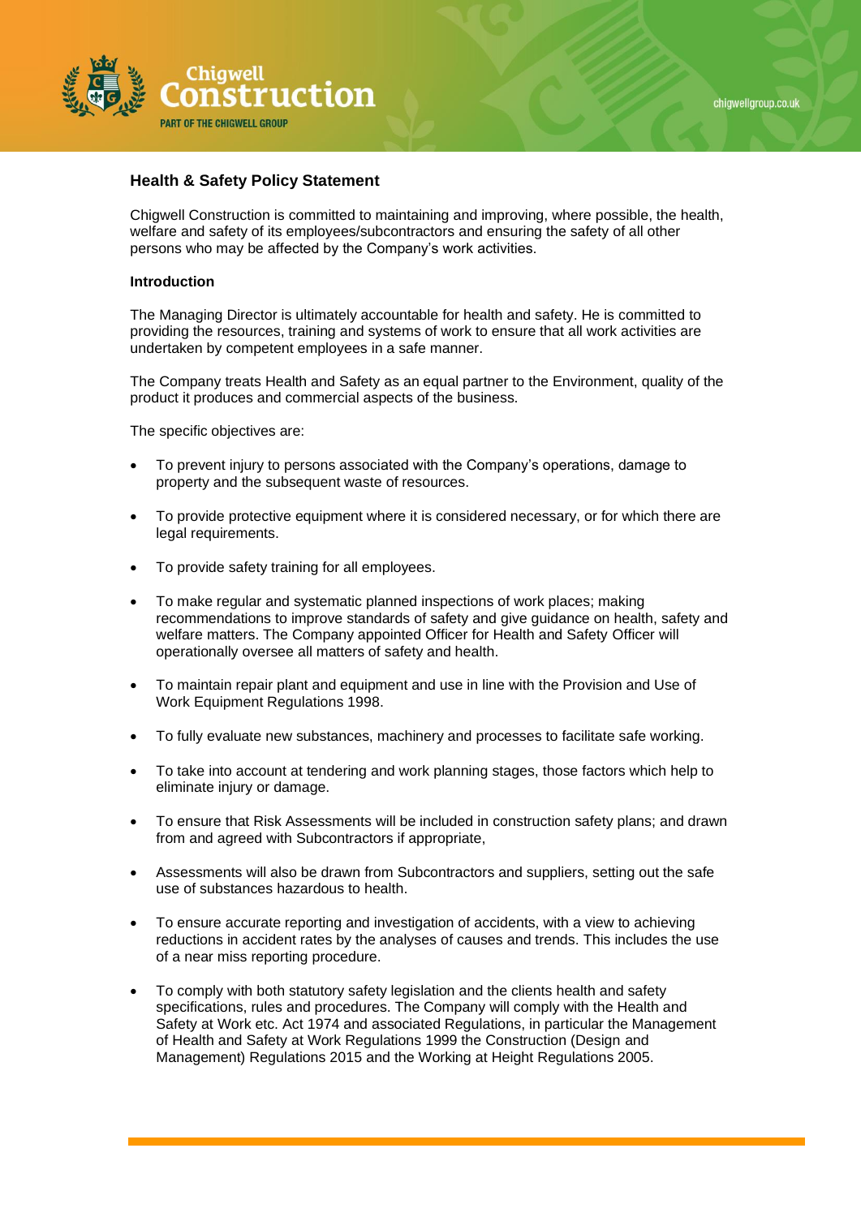## Health & Safety Policy Statement

Chigwell Construction is committed to maintaining and improving, where possible, the health, welfare and safety of its employees/subcontractors and ensuring the safety of all other persons who may be affected by the Company's work activities.

### Introduction

The Managing Director is ultimately accountable for health and safety. He is committed to providing the resources, training and systems of work to ensure that all work activities are undertaken by competent employees in a safe manner.

The Company treats Health and Safety as an equal partner to the Environment, quality of the product it produces and commercial aspects of the business.

The specific objectives are:

- To prevent injury to persons associated with the Company's operations, damage to property and the subsequent waste of resources.
- To provide protective equipment where it is considered necessary, or for which there are legal requirements.
- To provide safety training for all employees.
- To make regular and systematic planned inspections of work places; making recommendations to improve standards of safety and give guidance on health, safety and welfare matters. The Company appointed Officer for Health and Safety Officer will operationally oversee all matters of safety and health.
- To maintain repair plant and equipment and use in line with the Provision and Use of Work Equipment Regulations 1998.
- To fully evaluate new substances, machinery and processes to facilitate safe working.
- To take into account at tendering and work planning stages, those factors which help to eliminate injury or damage.
- To ensure that Risk Assessments will be included in construction safety plans; and drawn from and agreed with Subcontractors if appropriate,
- Assessments will also be drawn from Subcontractors and suppliers, setting out the safe use of substances hazardous to health.
- To ensure accurate reporting and investigation of accidents, with a view to achieving reductions in accident rates by the analyses of causes and trends. This includes the use of a near miss reporting procedure.
- To comply with both statutory safety legislation and the clients health and safety specifications, rules and procedures. The Company will comply with the Health and Safety at Work etc. Act 1974 and associated Regulations, in particular the Management of Health and Safety at Work Regulations 1999 the Construction (Design and Management) Regulations 2015 and the Working at Height Regulations 2005.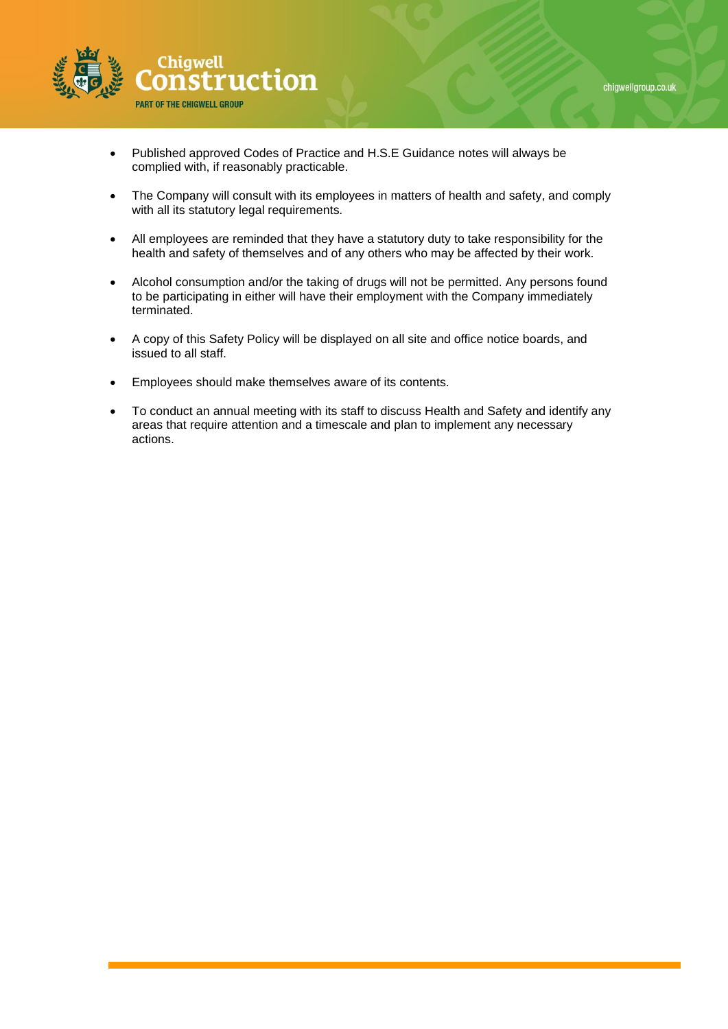- Published approved Codes of Practice and H.S.E Guidance notes will always be complied with, if reasonably practicable.

- The Company will consult with its employees in matters of health and safety, and comply with all its statutory legal requirements.

- All employees are reminded that they have a statutory duty to take responsibility for the health and safety of themselves and of any others who may be affected by their work.

- Alcohol consumption and/or the taking of drugs will not be permitted. Any persons found to be participating in either will have their employment with the Company immediately terminated.

- A copy of this Safety Policy will be displayed on all site and office notice boards, and issued to all staff.

- Employees should make themselves aware of its contents.

- To conduct an annual meeting with its staff to discuss Health and Safety and identify any areas that require attention and a timescale and plan to implement any necessary actions.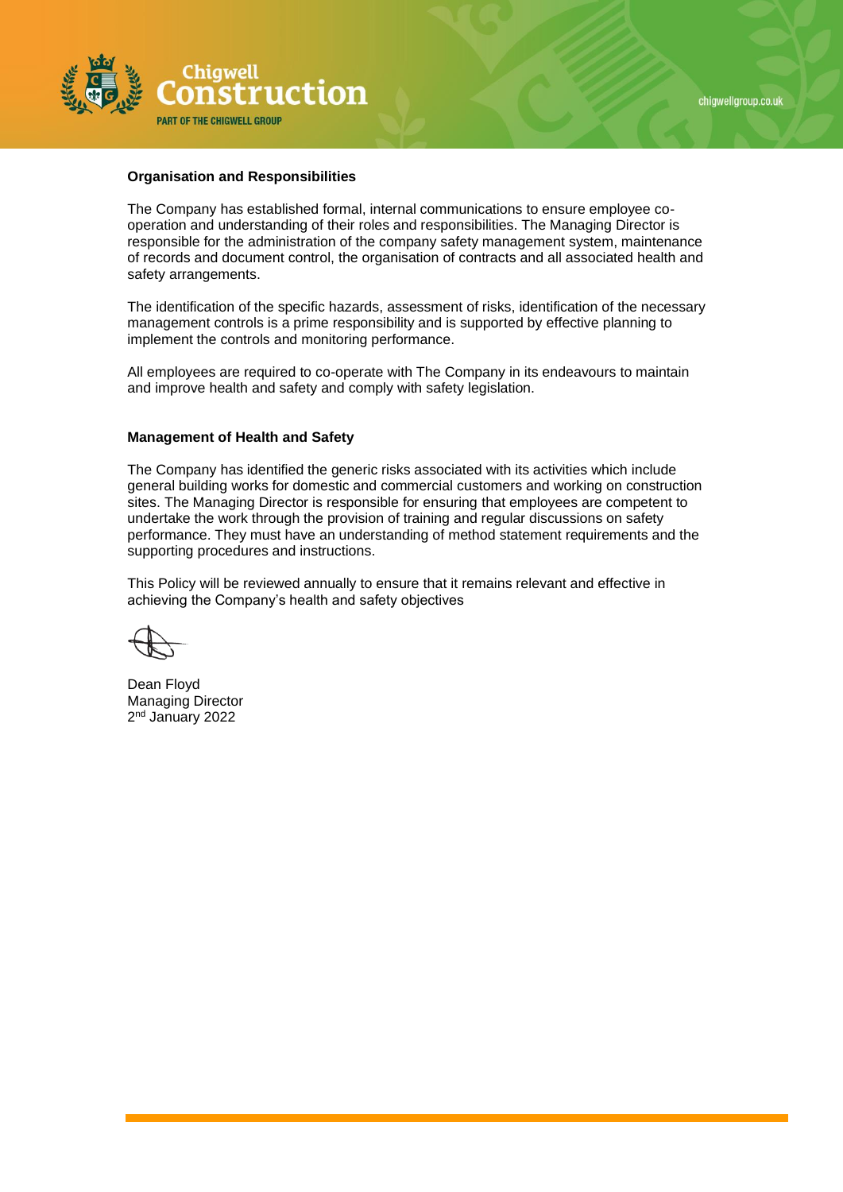### Organisation and Responsibilities

The Company has established formal, internal communications to ensure employee co-operation and understanding of their roles and responsibilities. The Managing Director is responsible for the administration of the company safety management system, maintenance of records and document control, the organisation of contracts and all associated health and safety arrangements.

The identification of the specific hazards, assessment of risks, identification of the necessary management controls is a prime responsibility and is supported by effective planning to implement the controls and monitoring performance.

All employees are required to co-operate with The Company in its endeavours to maintain and improve health and safety and comply with safety legislation.

### Management of Health and Safety

The Company has identified the generic risks associated with its activities which include general building works for domestic and commercial customers and working on construction sites. The Managing Director is responsible for ensuring that employees are competent to undertake the work through the provision of training and regular discussions on safety performance. They must have an understanding of method statement requirements and the supporting procedures and instructions.

This Policy will be reviewed annually to ensure that it remains relevant and effective in achieving the Company's health and safety objectives

Dean Floyd
Managing Director
2nd January 2022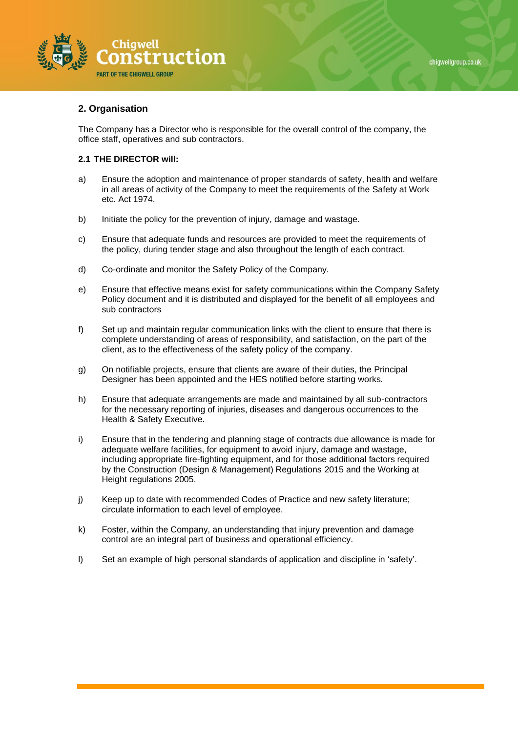## 2. Organisation

The Company has a Director who is responsible for the overall control of the company, the office staff, operatives and sub contractors.

### 2.1 THE DIRECTOR will:

a) Ensure the adoption and maintenance of proper standards of safety, health and welfare in all areas of activity of the Company to meet the requirements of the Safety at Work etc. Act 1974.

b) Initiate the policy for the prevention of injury, damage and wastage.

c) Ensure that adequate funds and resources are provided to meet the requirements of the policy, during tender stage and also throughout the length of each contract.

d) Co-ordinate and monitor the Safety Policy of the Company.

e) Ensure that effective means exist for safety communications within the Company Safety Policy document and it is distributed and displayed for the benefit of all employees and sub contractors

f) Set up and maintain regular communication links with the client to ensure that there is complete understanding of areas of responsibility, and satisfaction, on the part of the client, as to the effectiveness of the safety policy of the company.

g) On notifiable projects, ensure that clients are aware of their duties, the Principal Designer has been appointed and the HES notified before starting works.

h) Ensure that adequate arrangements are made and maintained by all sub-contractors for the necessary reporting of injuries, diseases and dangerous occurrences to the Health & Safety Executive.

i) Ensure that in the tendering and planning stage of contracts due allowance is made for adequate welfare facilities, for equipment to avoid injury, damage and wastage, including appropriate fire-fighting equipment, and for those additional factors required by the Construction (Design & Management) Regulations 2015 and the Working at Height regulations 2005.

j) Keep up to date with recommended Codes of Practice and new safety literature; circulate information to each level of employee.

k) Foster, within the Company, an understanding that injury prevention and damage control are an integral part of business and operational efficiency.

l) Set an example of high personal standards of application and discipline in 'safety'.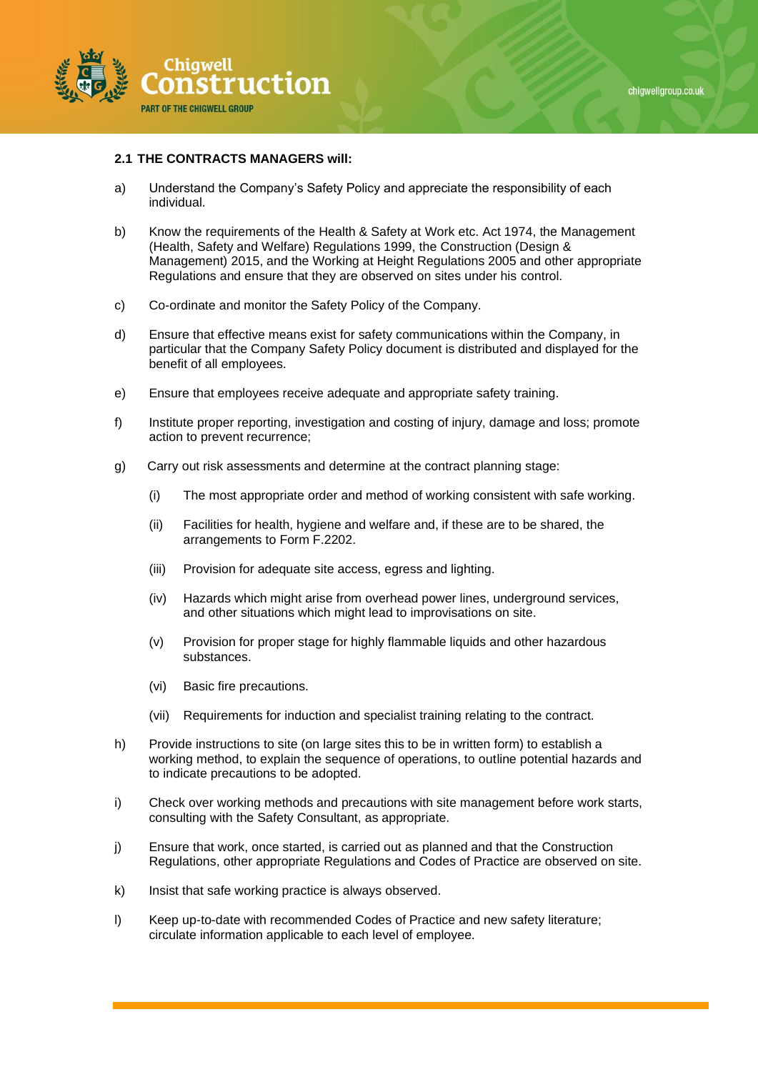## 2.1 THE CONTRACTS MANAGERS will:

a) Understand the Company's Safety Policy and appreciate the responsibility of each individual.

b) Know the requirements of the Health & Safety at Work etc. Act 1974, the Management (Health, Safety and Welfare) Regulations 1999, the Construction (Design & Management) 2015, and the Working at Height Regulations 2005 and other appropriate Regulations and ensure that they are observed on sites under his control.

c) Co-ordinate and monitor the Safety Policy of the Company.

d) Ensure that effective means exist for safety communications within the Company, in particular that the Company Safety Policy document is distributed and displayed for the benefit of all employees.

e) Ensure that employees receive adequate and appropriate safety training.

f) Institute proper reporting, investigation and costing of injury, damage and loss; promote action to prevent recurrence;

g) Carry out risk assessments and determine at the contract planning stage:

   (i) The most appropriate order and method of working consistent with safe working.

   (ii) Facilities for health, hygiene and welfare and, if these are to be shared, the arrangements to Form F.2202.

   (iii) Provision for adequate site access, egress and lighting.

   (iv) Hazards which might arise from overhead power lines, underground services, and other situations which might lead to improvisations on site.

   (v) Provision for proper stage for highly flammable liquids and other hazardous substances.

   (vi) Basic fire precautions.

   (vii) Requirements for induction and specialist training relating to the contract.

h) Provide instructions to site (on large sites this to be in written form) to establish a working method, to explain the sequence of operations, to outline potential hazards and to indicate precautions to be adopted.

i) Check over working methods and precautions with site management before work starts, consulting with the Safety Consultant, as appropriate.

j) Ensure that work, once started, is carried out as planned and that the Construction Regulations, other appropriate Regulations and Codes of Practice are observed on site.

k) Insist that safe working practice is always observed.

l) Keep up-to-date with recommended Codes of Practice and new safety literature; circulate information applicable to each level of employee.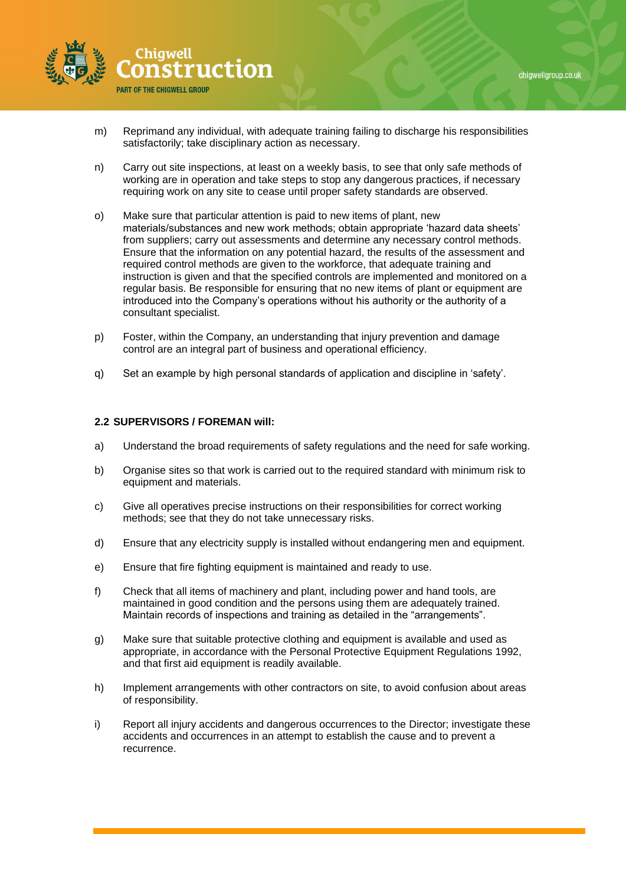m) Reprimand any individual, with adequate training failing to discharge his responsibilities satisfactorily; take disciplinary action as necessary.

n) Carry out site inspections, at least on a weekly basis, to see that only safe methods of working are in operation and take steps to stop any dangerous practices, if necessary requiring work on any site to cease until proper safety standards are observed.

o) Make sure that particular attention is paid to new items of plant, new materials/substances and new work methods; obtain appropriate 'hazard data sheets' from suppliers; carry out assessments and determine any necessary control methods. Ensure that the information on any potential hazard, the results of the assessment and required control methods are given to the workforce, that adequate training and instruction is given and that the specified controls are implemented and monitored on a regular basis. Be responsible for ensuring that no new items of plant or equipment are introduced into the Company's operations without his authority or the authority of a consultant specialist.

p) Foster, within the Company, an understanding that injury prevention and damage control are an integral part of business and operational efficiency.

q) Set an example by high personal standards of application and discipline in 'safety'.

**2.2 SUPERVISORS / FOREMAN will:**

a) Understand the broad requirements of safety regulations and the need for safe working.

b) Organise sites so that work is carried out to the required standard with minimum risk to equipment and materials.

c) Give all operatives precise instructions on their responsibilities for correct working methods; see that they do not take unnecessary risks.

d) Ensure that any electricity supply is installed without endangering men and equipment.

e) Ensure that fire fighting equipment is maintained and ready to use.

f) Check that all items of machinery and plant, including power and hand tools, are maintained in good condition and the persons using them are adequately trained. Maintain records of inspections and training as detailed in the "arrangements".

g) Make sure that suitable protective clothing and equipment is available and used as appropriate, in accordance with the Personal Protective Equipment Regulations 1992, and that first aid equipment is readily available.

h) Implement arrangements with other contractors on site, to avoid confusion about areas of responsibility.

i) Report all injury accidents and dangerous occurrences to the Director; investigate these accidents and occurrences in an attempt to establish the cause and to prevent a recurrence.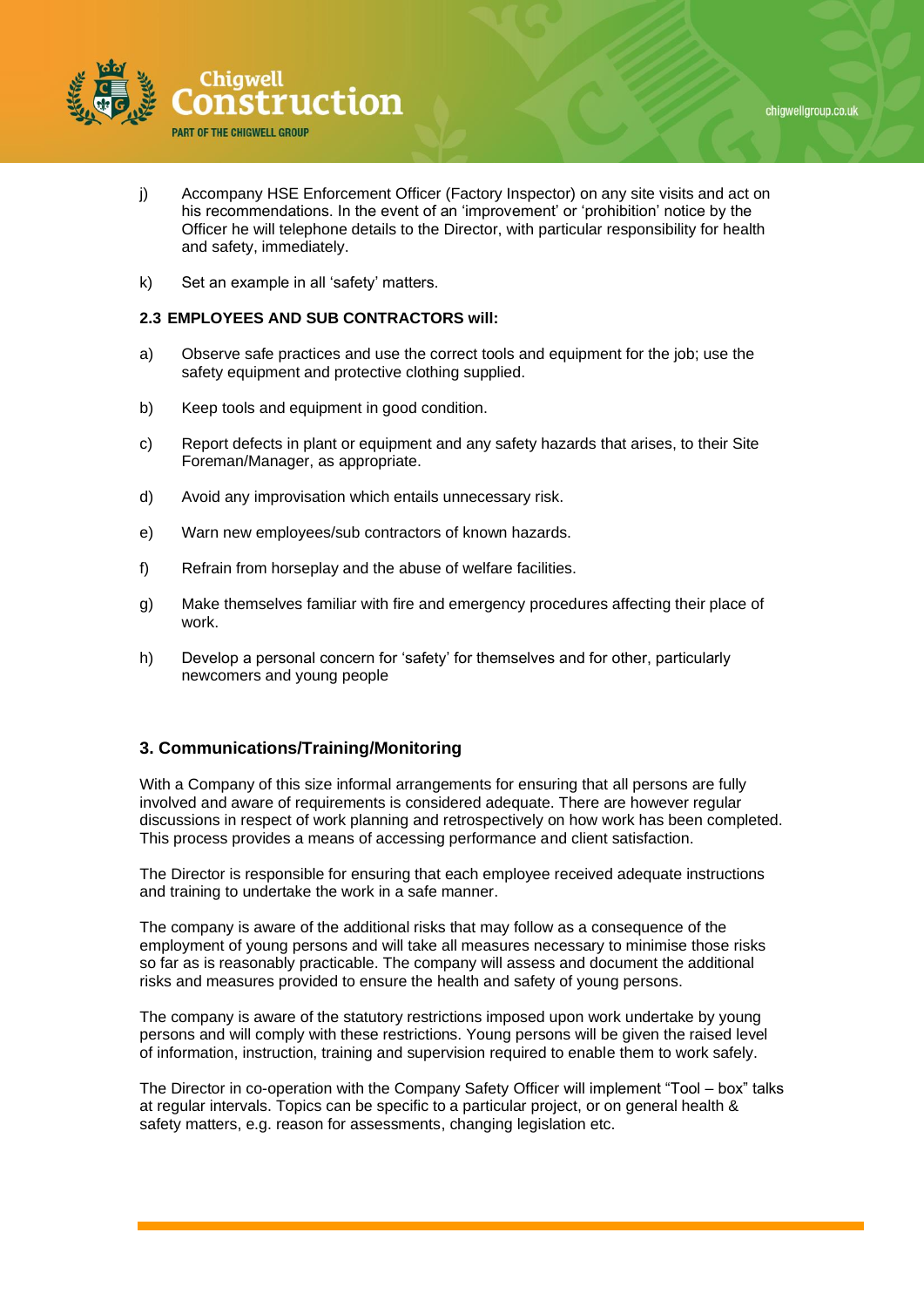j) Accompany HSE Enforcement Officer (Factory Inspector) on any site visits and act on his recommendations. In the event of an 'improvement' or 'prohibition' notice by the Officer he will telephone details to the Director, with particular responsibility for health and safety, immediately.

k) Set an example in all 'safety' matters.

**2.3 EMPLOYEES AND SUB CONTRACTORS will:**

a) Observe safe practices and use the correct tools and equipment for the job; use the safety equipment and protective clothing supplied.

b) Keep tools and equipment in good condition.

c) Report defects in plant or equipment and any safety hazards that arises, to their Site Foreman/Manager, as appropriate.

d) Avoid any improvisation which entails unnecessary risk.

e) Warn new employees/sub contractors of known hazards.

f) Refrain from horseplay and the abuse of welfare facilities.

g) Make themselves familiar with fire and emergency procedures affecting their place of work.

h) Develop a personal concern for 'safety' for themselves and for other, particularly newcomers and young people

## 3. Communications/Training/Monitoring

With a Company of this size informal arrangements for ensuring that all persons are fully involved and aware of requirements is considered adequate. There are however regular discussions in respect of work planning and retrospectively on how work has been completed. This process provides a means of accessing performance and client satisfaction.

The Director is responsible for ensuring that each employee received adequate instructions and training to undertake the work in a safe manner.

The company is aware of the additional risks that may follow as a consequence of the employment of young persons and will take all measures necessary to minimise those risks so far as is reasonably practicable. The company will assess and document the additional risks and measures provided to ensure the health and safety of young persons.

The company is aware of the statutory restrictions imposed upon work undertake by young persons and will comply with these restrictions. Young persons will be given the raised level of information, instruction, training and supervision required to enable them to work safely.

The Director in co-operation with the Company Safety Officer will implement "Tool – box" talks at regular intervals. Topics can be specific to a particular project, or on general health & safety matters, e.g. reason for assessments, changing legislation etc.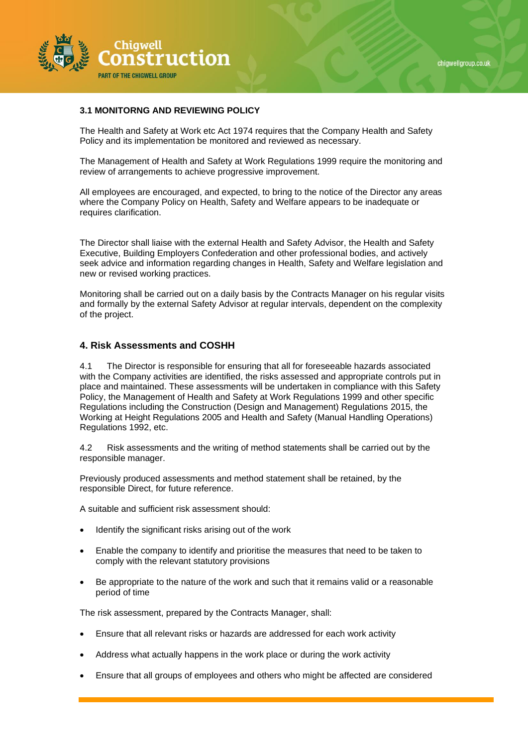**3.1 MONITORNG AND REVIEWING POLICY**

The Health and Safety at Work etc Act 1974 requires that the Company Health and Safety Policy and its implementation be monitored and reviewed as necessary.

The Management of Health and Safety at Work Regulations 1999 require the monitoring and review of arrangements to achieve progressive improvement.

All employees are encouraged, and expected, to bring to the notice of the Director any areas where the Company Policy on Health, Safety and Welfare appears to be inadequate or requires clarification.

The Director shall liaise with the external Health and Safety Advisor, the Health and Safety Executive, Building Employers Confederation and other professional bodies, and actively seek advice and information regarding changes in Health, Safety and Welfare legislation and new or revised working practices.

Monitoring shall be carried out on a daily basis by the Contracts Manager on his regular visits and formally by the external Safety Advisor at regular intervals, dependent on the complexity of the project.

## 4. Risk Assessments and COSHH

4.1 The Director is responsible for ensuring that all for foreseeable hazards associated with the Company activities are identified, the risks assessed and appropriate controls put in place and maintained. These assessments will be undertaken in compliance with this Safety Policy, the Management of Health and Safety at Work Regulations 1999 and other specific Regulations including the Construction (Design and Management) Regulations 2015, the Working at Height Regulations 2005 and Health and Safety (Manual Handling Operations) Regulations 1992, etc.

4.2 Risk assessments and the writing of method statements shall be carried out by the responsible manager.

Previously produced assessments and method statement shall be retained, by the responsible Direct, for future reference.

A suitable and sufficient risk assessment should:

- Identify the significant risks arising out of the work
- Enable the company to identify and prioritise the measures that need to be taken to comply with the relevant statutory provisions
- Be appropriate to the nature of the work and such that it remains valid or a reasonable period of time

The risk assessment, prepared by the Contracts Manager, shall:

- Ensure that all relevant risks or hazards are addressed for each work activity
- Address what actually happens in the work place or during the work activity
- Ensure that all groups of employees and others who might be affected are considered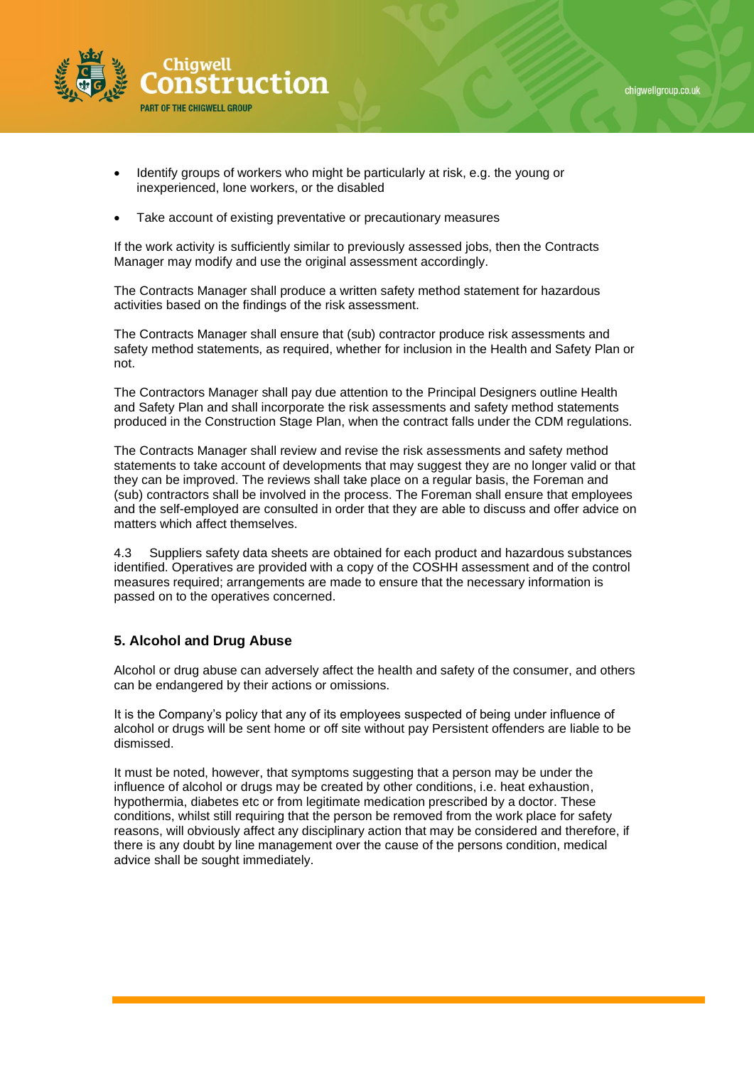- Identify groups of workers who might be particularly at risk, e.g. the young or inexperienced, lone workers, or the disabled

- Take account of existing preventative or precautionary measures

If the work activity is sufficiently similar to previously assessed jobs, then the Contracts Manager may modify and use the original assessment accordingly.

The Contracts Manager shall produce a written safety method statement for hazardous activities based on the findings of the risk assessment.

The Contracts Manager shall ensure that (sub) contractor produce risk assessments and safety method statements, as required, whether for inclusion in the Health and Safety Plan or not.

The Contractors Manager shall pay due attention to the Principal Designers outline Health and Safety Plan and shall incorporate the risk assessments and safety method statements produced in the Construction Stage Plan, when the contract falls under the CDM regulations.

The Contracts Manager shall review and revise the risk assessments and safety method statements to take account of developments that may suggest they are no longer valid or that they can be improved. The reviews shall take place on a regular basis, the Foreman and (sub) contractors shall be involved in the process. The Foreman shall ensure that employees and the self-employed are consulted in order that they are able to discuss and offer advice on matters which affect themselves.

4.3 Suppliers safety data sheets are obtained for each product and hazardous substances identified. Operatives are provided with a copy of the COSHH assessment and of the control measures required; arrangements are made to ensure that the necessary information is passed on to the operatives concerned.

## 5. Alcohol and Drug Abuse

Alcohol or drug abuse can adversely affect the health and safety of the consumer, and others can be endangered by their actions or omissions.

It is the Company's policy that any of its employees suspected of being under influence of alcohol or drugs will be sent home or off site without pay Persistent offenders are liable to be dismissed.

It must be noted, however, that symptoms suggesting that a person may be under the influence of alcohol or drugs may be created by other conditions, i.e. heat exhaustion, hypothermia, diabetes etc or from legitimate medication prescribed by a doctor. These conditions, whilst still requiring that the person be removed from the work place for safety reasons, will obviously affect any disciplinary action that may be considered and therefore, if there is any doubt by line management over the cause of the persons condition, medical advice shall be sought immediately.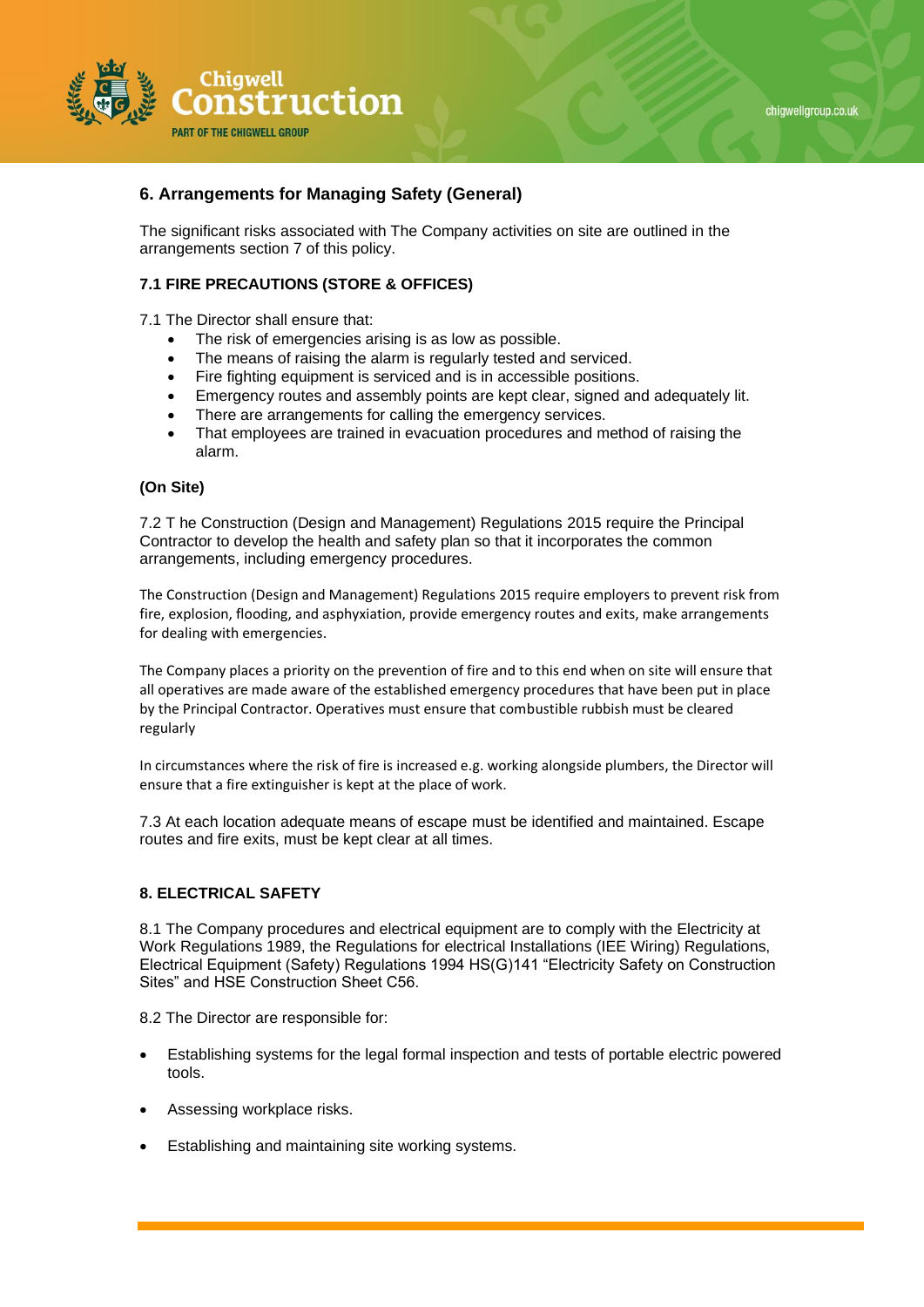## 6. Arrangements for Managing Safety (General)

The significant risks associated with The Company activities on site are outlined in the arrangements section 7 of this policy.

### 7.1 FIRE PRECAUTIONS (STORE & OFFICES)

7.1 The Director shall ensure that:

- The risk of emergencies arising is as low as possible.
- The means of raising the alarm is regularly tested and serviced.
- Fire fighting equipment is serviced and is in accessible positions.
- Emergency routes and assembly points are kept clear, signed and adequately lit.
- There are arrangements for calling the emergency services.
- That employees are trained in evacuation procedures and method of raising the alarm.

**(On Site)**

7.2 T he Construction (Design and Management) Regulations 2015 require the Principal Contractor to develop the health and safety plan so that it incorporates the common arrangements, including emergency procedures.

The Construction (Design and Management) Regulations 2015 require employers to prevent risk from fire, explosion, flooding, and asphyxiation, provide emergency routes and exits, make arrangements for dealing with emergencies.

The Company places a priority on the prevention of fire and to this end when on site will ensure that all operatives are made aware of the established emergency procedures that have been put in place by the Principal Contractor. Operatives must ensure that combustible rubbish must be cleared regularly

In circumstances where the risk of fire is increased e.g. working alongside plumbers, the Director will ensure that a fire extinguisher is kept at the place of work.

7.3 At each location adequate means of escape must be identified and maintained. Escape routes and fire exits, must be kept clear at all times.

### 8. ELECTRICAL SAFETY

8.1 The Company procedures and electrical equipment are to comply with the Electricity at Work Regulations 1989, the Regulations for electrical Installations (IEE Wiring) Regulations, Electrical Equipment (Safety) Regulations 1994 HS(G)141 "Electricity Safety on Construction Sites" and HSE Construction Sheet C56.

8.2 The Director are responsible for:

- Establishing systems for the legal formal inspection and tests of portable electric powered tools.
- Assessing workplace risks.
- Establishing and maintaining site working systems.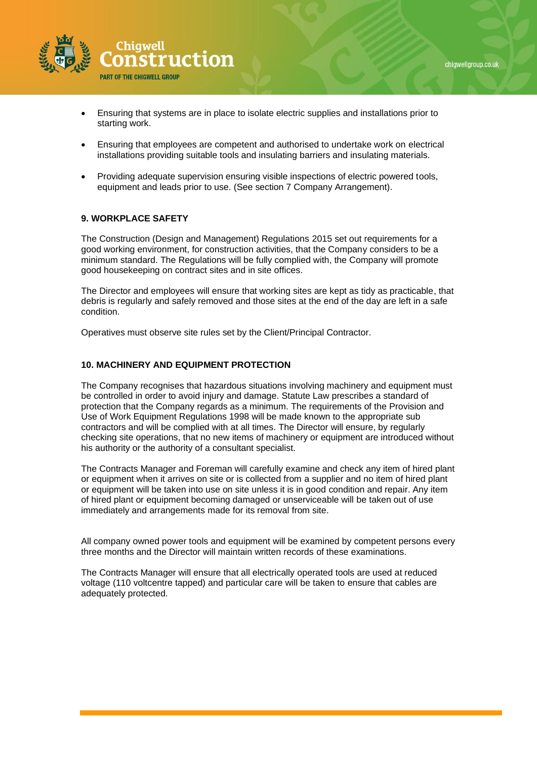- Ensuring that systems are in place to isolate electric supplies and installations prior to starting work.
- Ensuring that employees are competent and authorised to undertake work on electrical installations providing suitable tools and insulating barriers and insulating materials.
- Providing adequate supervision ensuring visible inspections of electric powered tools, equipment and leads prior to use. (See section 7 Company Arrangement).

## 9. WORKPLACE SAFETY

The Construction (Design and Management) Regulations 2015 set out requirements for a good working environment, for construction activities, that the Company considers to be a minimum standard. The Regulations will be fully complied with, the Company will promote good housekeeping on contract sites and in site offices.

The Director and employees will ensure that working sites are kept as tidy as practicable, that debris is regularly and safely removed and those sites at the end of the day are left in a safe condition.

Operatives must observe site rules set by the Client/Principal Contractor.

## 10. MACHINERY AND EQUIPMENT PROTECTION

The Company recognises that hazardous situations involving machinery and equipment must be controlled in order to avoid injury and damage. Statute Law prescribes a standard of protection that the Company regards as a minimum. The requirements of the Provision and Use of Work Equipment Regulations 1998 will be made known to the appropriate sub contractors and will be complied with at all times. The Director will ensure, by regularly checking site operations, that no new items of machinery or equipment are introduced without his authority or the authority of a consultant specialist.

The Contracts Manager and Foreman will carefully examine and check any item of hired plant or equipment when it arrives on site or is collected from a supplier and no item of hired plant or equipment will be taken into use on site unless it is in good condition and repair. Any item of hired plant or equipment becoming damaged or unserviceable will be taken out of use immediately and arrangements made for its removal from site.

All company owned power tools and equipment will be examined by competent persons every three months and the Director will maintain written records of these examinations.

The Contracts Manager will ensure that all electrically operated tools are used at reduced voltage (110 voltcentre tapped) and particular care will be taken to ensure that cables are adequately protected.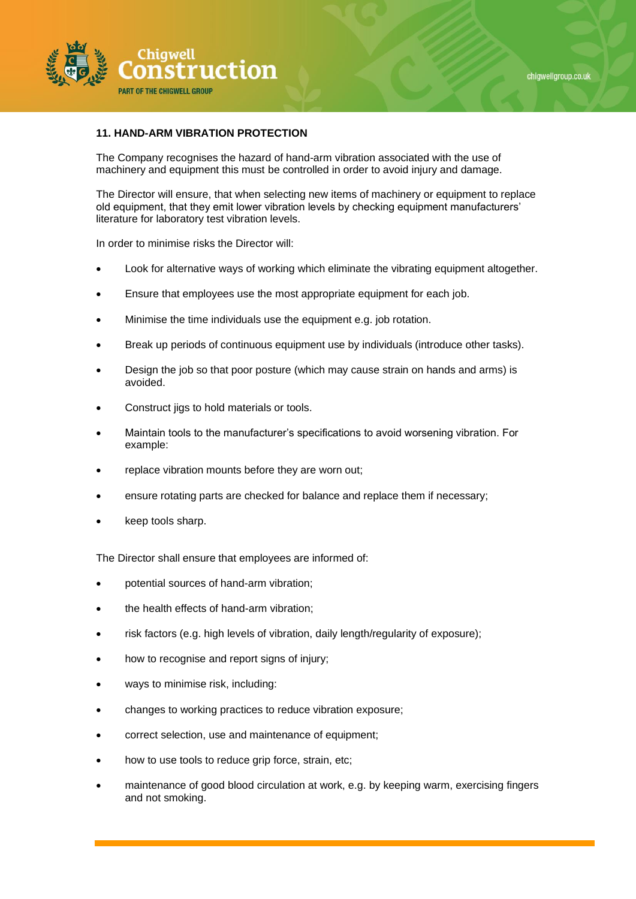## 11. HAND-ARM VIBRATION PROTECTION

The Company recognises the hazard of hand-arm vibration associated with the use of machinery and equipment this must be controlled in order to avoid injury and damage.

The Director will ensure, that when selecting new items of machinery or equipment to replace old equipment, that they emit lower vibration levels by checking equipment manufacturers' literature for laboratory test vibration levels.

In order to minimise risks the Director will:

- Look for alternative ways of working which eliminate the vibrating equipment altogether.
- Ensure that employees use the most appropriate equipment for each job.
- Minimise the time individuals use the equipment e.g. job rotation.
- Break up periods of continuous equipment use by individuals (introduce other tasks).
- Design the job so that poor posture (which may cause strain on hands and arms) is avoided.
- Construct jigs to hold materials or tools.
- Maintain tools to the manufacturer's specifications to avoid worsening vibration. For example:
- replace vibration mounts before they are worn out;
- ensure rotating parts are checked for balance and replace them if necessary;
- keep tools sharp.

The Director shall ensure that employees are informed of:

- potential sources of hand-arm vibration;
- the health effects of hand-arm vibration;
- risk factors (e.g. high levels of vibration, daily length/regularity of exposure);
- how to recognise and report signs of injury;
- ways to minimise risk, including:
- changes to working practices to reduce vibration exposure;
- correct selection, use and maintenance of equipment;
- how to use tools to reduce grip force, strain, etc;
- maintenance of good blood circulation at work, e.g. by keeping warm, exercising fingers and not smoking.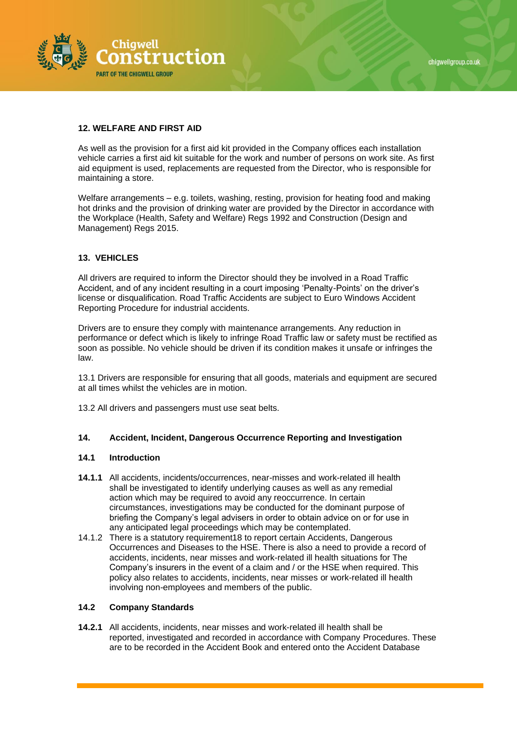## 12. WELFARE AND FIRST AID

As well as the provision for a first aid kit provided in the Company offices each installation vehicle carries a first aid kit suitable for the work and number of persons on work site. As first aid equipment is used, replacements are requested from the Director, who is responsible for maintaining a store.

Welfare arrangements – e.g. toilets, washing, resting, provision for heating food and making hot drinks and the provision of drinking water are provided by the Director in accordance with the Workplace (Health, Safety and Welfare) Regs 1992 and Construction (Design and Management) Regs 2015.

## 13. VEHICLES

All drivers are required to inform the Director should they be involved in a Road Traffic Accident, and of any incident resulting in a court imposing 'Penalty-Points' on the driver's license or disqualification. Road Traffic Accidents are subject to Euro Windows Accident Reporting Procedure for industrial accidents.

Drivers are to ensure they comply with maintenance arrangements. Any reduction in performance or defect which is likely to infringe Road Traffic law or safety must be rectified as soon as possible. No vehicle should be driven if its condition makes it unsafe or infringes the law.

13.1 Drivers are responsible for ensuring that all goods, materials and equipment are secured at all times whilst the vehicles are in motion.

13.2 All drivers and passengers must use seat belts.

## 14. Accident, Incident, Dangerous Occurrence Reporting and Investigation

### 14.1 Introduction

**14.1.1** All accidents, incidents/occurrences, near-misses and work-related ill health shall be investigated to identify underlying causes as well as any remedial action which may be required to avoid any reoccurrence. In certain circumstances, investigations may be conducted for the dominant purpose of briefing the Company's legal advisers in order to obtain advice on or for use in any anticipated legal proceedings which may be contemplated.

14.1.2 There is a statutory requirement18 to report certain Accidents, Dangerous Occurrences and Diseases to the HSE. There is also a need to provide a record of accidents, incidents, near misses and work-related ill health situations for The Company's insurers in the event of a claim and / or the HSE when required. This policy also relates to accidents, incidents, near misses or work-related ill health involving non-employees and members of the public.

### 14.2 Company Standards

**14.2.1** All accidents, incidents, near misses and work-related ill health shall be reported, investigated and recorded in accordance with Company Procedures. These are to be recorded in the Accident Book and entered onto the Accident Database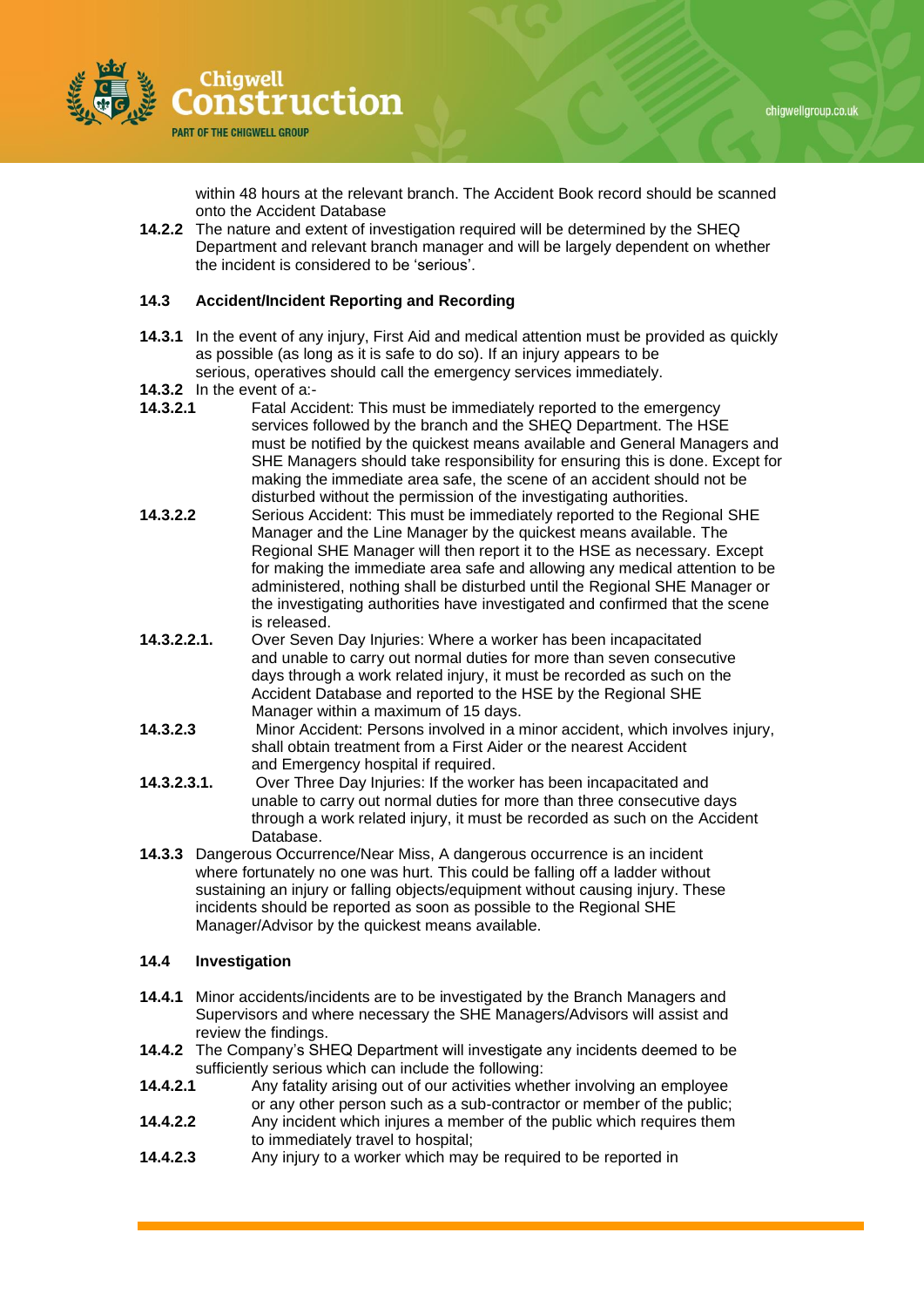within 48 hours at the relevant branch. The Accident Book record should be scanned onto the Accident Database

**14.2.2** The nature and extent of investigation required will be determined by the SHEQ Department and relevant branch manager and will be largely dependent on whether the incident is considered to be 'serious'.

### 14.3 Accident/Incident Reporting and Recording

**14.3.1** In the event of any injury, First Aid and medical attention must be provided as quickly as possible (as long as it is safe to do so). If an injury appears to be serious, operatives should call the emergency services immediately.

**14.3.2** In the event of a:-

**14.3.2.1** Fatal Accident: This must be immediately reported to the emergency services followed by the branch and the SHEQ Department. The HSE must be notified by the quickest means available and General Managers and SHE Managers should take responsibility for ensuring this is done. Except for making the immediate area safe, the scene of an accident should not be disturbed without the permission of the investigating authorities.

**14.3.2.2** Serious Accident: This must be immediately reported to the Regional SHE Manager and the Line Manager by the quickest means available. The Regional SHE Manager will then report it to the HSE as necessary. Except for making the immediate area safe and allowing any medical attention to be administered, nothing shall be disturbed until the Regional SHE Manager or the investigating authorities have investigated and confirmed that the scene is released.

**14.3.2.2.1.** Over Seven Day Injuries: Where a worker has been incapacitated and unable to carry out normal duties for more than seven consecutive days through a work related injury, it must be recorded as such on the Accident Database and reported to the HSE by the Regional SHE Manager within a maximum of 15 days.

**14.3.2.3** Minor Accident: Persons involved in a minor accident, which involves injury, shall obtain treatment from a First Aider or the nearest Accident and Emergency hospital if required.

**14.3.2.3.1.** Over Three Day Injuries: If the worker has been incapacitated and unable to carry out normal duties for more than three consecutive days through a work related injury, it must be recorded as such on the Accident Database.

**14.3.3** Dangerous Occurrence/Near Miss, A dangerous occurrence is an incident where fortunately no one was hurt. This could be falling off a ladder without sustaining an injury or falling objects/equipment without causing injury. These incidents should be reported as soon as possible to the Regional SHE Manager/Advisor by the quickest means available.

### 14.4 Investigation

**14.4.1** Minor accidents/incidents are to be investigated by the Branch Managers and Supervisors and where necessary the SHE Managers/Advisors will assist and review the findings.

**14.4.2** The Company's SHEQ Department will investigate any incidents deemed to be sufficiently serious which can include the following:

**14.4.2.1** Any fatality arising out of our activities whether involving an employee or any other person such as a sub-contractor or member of the public;

**14.4.2.2** Any incident which injures a member of the public which requires them to immediately travel to hospital;

**14.4.2.3** Any injury to a worker which may be required to be reported in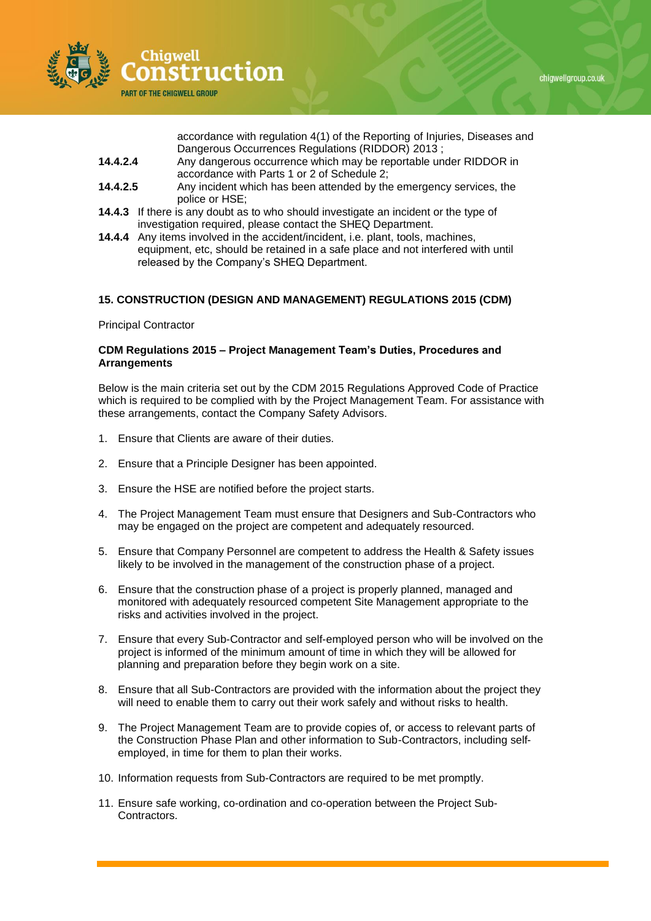accordance with regulation 4(1) of the Reporting of Injuries, Diseases and Dangerous Occurrences Regulations (RIDDOR) 2013 ;

**14.4.2.4** Any dangerous occurrence which may be reportable under RIDDOR in accordance with Parts 1 or 2 of Schedule 2;

**14.4.2.5** Any incident which has been attended by the emergency services, the police or HSE;

**14.4.3** If there is any doubt as to who should investigate an incident or the type of investigation required, please contact the SHEQ Department.

**14.4.4** Any items involved in the accident/incident, i.e. plant, tools, machines, equipment, etc, should be retained in a safe place and not interfered with until released by the Company's SHEQ Department.

## 15. CONSTRUCTION (DESIGN AND MANAGEMENT) REGULATIONS 2015 (CDM)

Principal Contractor

**CDM Regulations 2015 – Project Management Team's Duties, Procedures and Arrangements**

Below is the main criteria set out by the CDM 2015 Regulations Approved Code of Practice which is required to be complied with by the Project Management Team. For assistance with these arrangements, contact the Company Safety Advisors.

1. Ensure that Clients are aware of their duties.

2. Ensure that a Principle Designer has been appointed.

3. Ensure the HSE are notified before the project starts.

4. The Project Management Team must ensure that Designers and Sub-Contractors who may be engaged on the project are competent and adequately resourced.

5. Ensure that Company Personnel are competent to address the Health & Safety issues likely to be involved in the management of the construction phase of a project.

6. Ensure that the construction phase of a project is properly planned, managed and monitored with adequately resourced competent Site Management appropriate to the risks and activities involved in the project.

7. Ensure that every Sub-Contractor and self-employed person who will be involved on the project is informed of the minimum amount of time in which they will be allowed for planning and preparation before they begin work on a site.

8. Ensure that all Sub-Contractors are provided with the information about the project they will need to enable them to carry out their work safely and without risks to health.

9. The Project Management Team are to provide copies of, or access to relevant parts of the Construction Phase Plan and other information to Sub-Contractors, including self-employed, in time for them to plan their works.

10. Information requests from Sub-Contractors are required to be met promptly.

11. Ensure safe working, co-ordination and co-operation between the Project Sub-Contractors.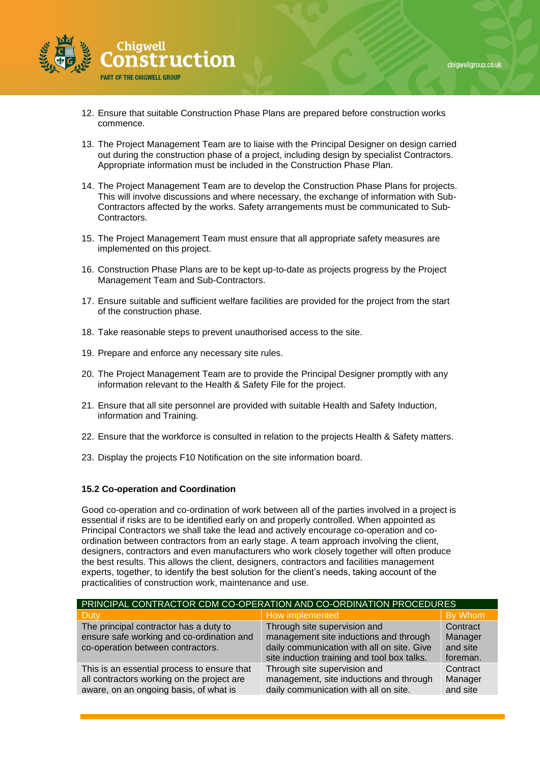12. Ensure that suitable Construction Phase Plans are prepared before construction works commence.

13. The Project Management Team are to liaise with the Principal Designer on design carried out during the construction phase of a project, including design by specialist Contractors. Appropriate information must be included in the Construction Phase Plan.

14. The Project Management Team are to develop the Construction Phase Plans for projects. This will involve discussions and where necessary, the exchange of information with Sub-Contractors affected by the works. Safety arrangements must be communicated to Sub-Contractors.

15. The Project Management Team must ensure that all appropriate safety measures are implemented on this project.

16. Construction Phase Plans are to be kept up-to-date as projects progress by the Project Management Team and Sub-Contractors.

17. Ensure suitable and sufficient welfare facilities are provided for the project from the start of the construction phase.

18. Take reasonable steps to prevent unauthorised access to the site.

19. Prepare and enforce any necessary site rules.

20. The Project Management Team are to provide the Principal Designer promptly with any information relevant to the Health & Safety File for the project.

21. Ensure that all site personnel are provided with suitable Health and Safety Induction, information and Training.

22. Ensure that the workforce is consulted in relation to the projects Health & Safety matters.

23. Display the projects F10 Notification on the site information board.

### 15.2 Co-operation and Coordination

Good co-operation and co-ordination of work between all of the parties involved in a project is essential if risks are to be identified early on and properly controlled. When appointed as Principal Contractors we shall take the lead and actively encourage co-operation and co-ordination between contractors from an early stage. A team approach involving the client, designers, contractors and even manufacturers who work closely together will often produce the best results. This allows the client, designers, contractors and facilities management experts, together, to identify the best solution for the client's needs, taking account of the practicalities of construction work, maintenance and use.

| PRINCIPAL CONTRACTOR CDM CO-OPERATION AND CO-ORDINATION PROCEDURES | | |
|---|---|---|
| Duty | How implemented | By Whom |
| The principal contractor has a duty to ensure safe working and co-ordination and co-operation between contractors. | Through site supervision and management site inductions and through daily communication with all on site. Give site induction training and tool box talks. | Contract Manager and site foreman. |
| This is an essential process to ensure that all contractors working on the project are aware, on an ongoing basis, of what is | Through site supervision and management, site inductions and through daily communication with all on site. | Contract Manager and site |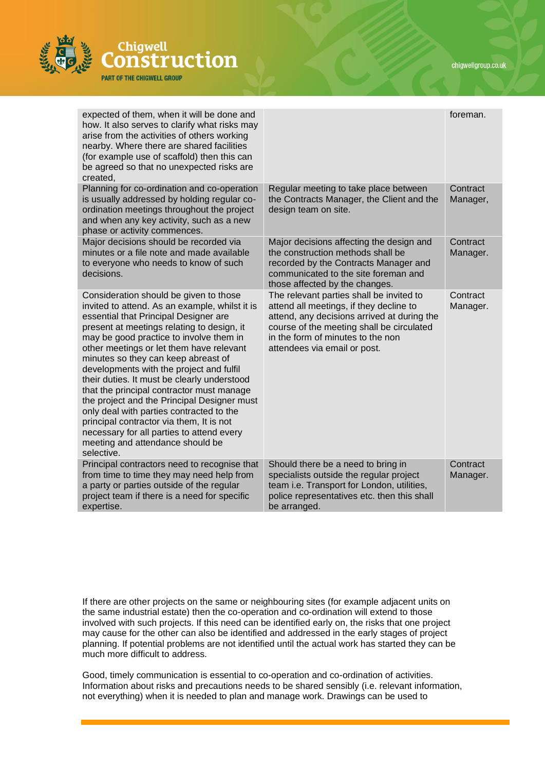| | | |
|---|---|---|
| expected of them, when it will be done and how. It also serves to clarify what risks may arise from the activities of others working nearby. Where there are shared facilities (for example use of scaffold) then this can be agreed so that no unexpected risks are created, | | foreman. |
| Planning for co-ordination and co-operation is usually addressed by holding regular co-ordination meetings throughout the project and when any key activity, such as a new phase or activity commences. | Regular meeting to take place between the Contracts Manager, the Client and the design team on site. | Contract Manager, |
| Major decisions should be recorded via minutes or a file note and made available to everyone who needs to know of such decisions. | Major decisions affecting the design and the construction methods shall be recorded by the Contracts Manager and communicated to the site foreman and those affected by the changes. | Contract Manager. |
| Consideration should be given to those invited to attend. As an example, whilst it is essential that Principal Designer are present at meetings relating to design, it may be good practice to involve them in other meetings or let them have relevant minutes so they can keep abreast of developments with the project and fulfil their duties. It must be clearly understood that the principal contractor must manage the project and the Principal Designer must only deal with parties contracted to the principal contractor via them, It is not necessary for all parties to attend every meeting and attendance should be selective. | The relevant parties shall be invited to attend all meetings, if they decline to attend, any decisions arrived at during the course of the meeting shall be circulated in the form of minutes to the non attendees via email or post. | Contract Manager. |
| Principal contractors need to recognise that from time to time they may need help from a party or parties outside of the regular project team if there is a need for specific expertise. | Should there be a need to bring in specialists outside the regular project team i.e. Transport for London, utilities, police representatives etc. then this shall be arranged. | Contract Manager. |

If there are other projects on the same or neighbouring sites (for example adjacent units on the same industrial estate) then the co-operation and co-ordination will extend to those involved with such projects. If this need can be identified early on, the risks that one project may cause for the other can also be identified and addressed in the early stages of project planning. If potential problems are not identified until the actual work has started they can be much more difficult to address.

Good, timely communication is essential to co-operation and co-ordination of activities. Information about risks and precautions needs to be shared sensibly (i.e. relevant information, not everything) when it is needed to plan and manage work. Drawings can be used to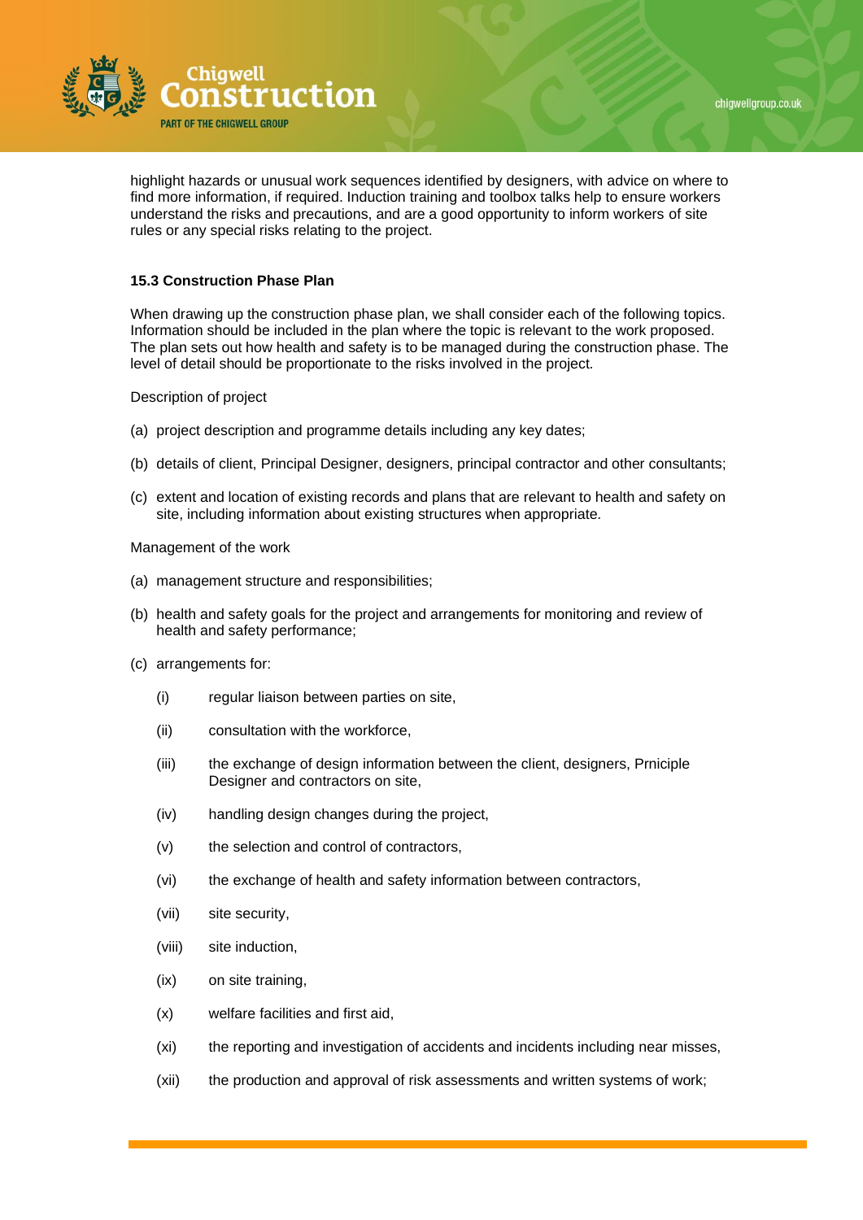highlight hazards or unusual work sequences identified by designers, with advice on where to find more information, if required. Induction training and toolbox talks help to ensure workers understand the risks and precautions, and are a good opportunity to inform workers of site rules or any special risks relating to the project.

### 15.3 Construction Phase Plan

When drawing up the construction phase plan, we shall consider each of the following topics. Information should be included in the plan where the topic is relevant to the work proposed. The plan sets out how health and safety is to be managed during the construction phase. The level of detail should be proportionate to the risks involved in the project.

Description of project

(a) project description and programme details including any key dates;

(b) details of client, Principal Designer, designers, principal contractor and other consultants;

(c) extent and location of existing records and plans that are relevant to health and safety on site, including information about existing structures when appropriate.

Management of the work

(a) management structure and responsibilities;

(b) health and safety goals for the project and arrangements for monitoring and review of health and safety performance;

(c) arrangements for:

- (i) regular liaison between parties on site,
- (ii) consultation with the workforce,
- (iii) the exchange of design information between the client, designers, Prniciple Designer and contractors on site,
- (iv) handling design changes during the project,
- (v) the selection and control of contractors,
- (vi) the exchange of health and safety information between contractors,
- (vii) site security,
- (viii) site induction,
- (ix) on site training,
- (x) welfare facilities and first aid,
- (xi) the reporting and investigation of accidents and incidents including near misses,
- (xii) the production and approval of risk assessments and written systems of work;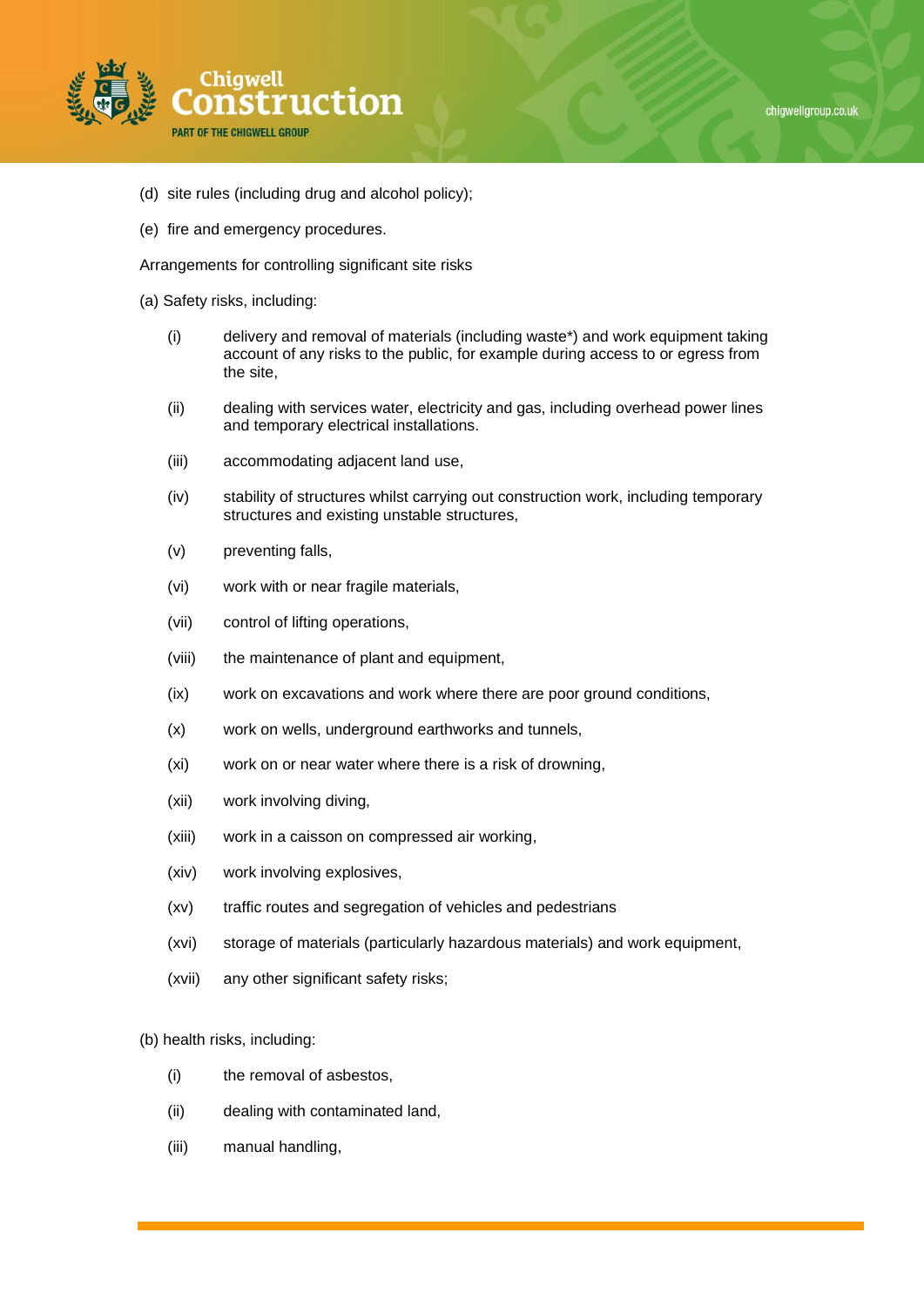(d) site rules (including drug and alcohol policy);

(e) fire and emergency procedures.

Arrangements for controlling significant site risks

(a) Safety risks, including:

(i) delivery and removal of materials (including waste*) and work equipment taking account of any risks to the public, for example during access to or egress from the site,

(ii) dealing with services water, electricity and gas, including overhead power lines and temporary electrical installations.

(iii) accommodating adjacent land use,

(iv) stability of structures whilst carrying out construction work, including temporary structures and existing unstable structures,

(v) preventing falls,

(vi) work with or near fragile materials,

(vii) control of lifting operations,

(viii) the maintenance of plant and equipment,

(ix) work on excavations and work where there are poor ground conditions,

(x) work on wells, underground earthworks and tunnels,

(xi) work on or near water where there is a risk of drowning,

(xii) work involving diving,

(xiii) work in a caisson on compressed air working,

(xiv) work involving explosives,

(xv) traffic routes and segregation of vehicles and pedestrians

(xvi) storage of materials (particularly hazardous materials) and work equipment,

(xvii) any other significant safety risks;

(b) health risks, including:

(i) the removal of asbestos,

(ii) dealing with contaminated land,

(iii) manual handling,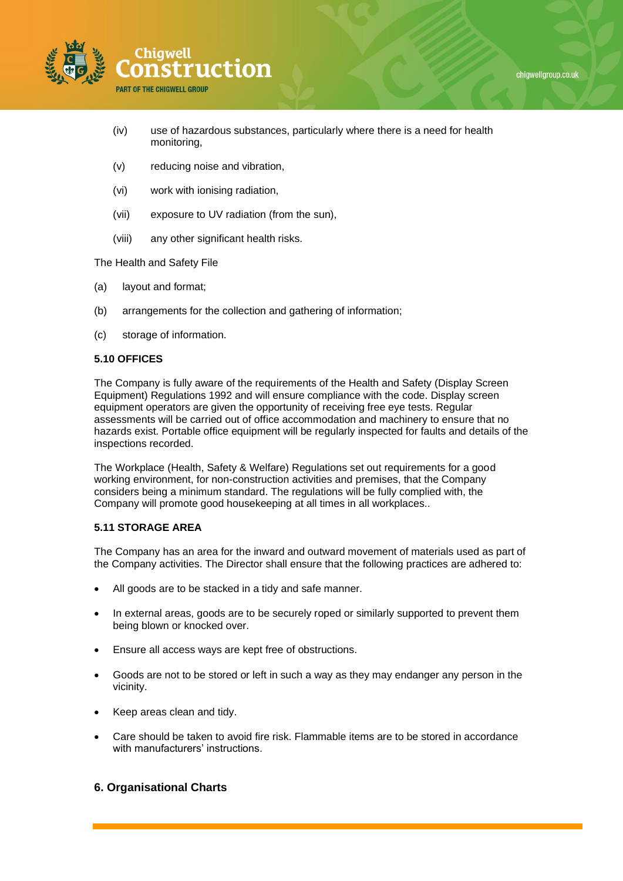(iv) use of hazardous substances, particularly where there is a need for health monitoring,

(v) reducing noise and vibration,

(vi) work with ionising radiation,

(vii) exposure to UV radiation (from the sun),

(viii) any other significant health risks.

The Health and Safety File

(a) layout and format;

(b) arrangements for the collection and gathering of information;

(c) storage of information.

### 5.10 OFFICES

The Company is fully aware of the requirements of the Health and Safety (Display Screen Equipment) Regulations 1992 and will ensure compliance with the code. Display screen equipment operators are given the opportunity of receiving free eye tests. Regular assessments will be carried out of office accommodation and machinery to ensure that no hazards exist. Portable office equipment will be regularly inspected for faults and details of the inspections recorded.

The Workplace (Health, Safety & Welfare) Regulations set out requirements for a good working environment, for non-construction activities and premises, that the Company considers being a minimum standard. The regulations will be fully complied with, the Company will promote good housekeeping at all times in all workplaces..

### 5.11 STORAGE AREA

The Company has an area for the inward and outward movement of materials used as part of the Company activities. The Director shall ensure that the following practices are adhered to:

- All goods are to be stacked in a tidy and safe manner.
- In external areas, goods are to be securely roped or similarly supported to prevent them being blown or knocked over.
- Ensure all access ways are kept free of obstructions.
- Goods are not to be stored or left in such a way as they may endanger any person in the vicinity.
- Keep areas clean and tidy.
- Care should be taken to avoid fire risk. Flammable items are to be stored in accordance with manufacturers' instructions.

## 6. Organisational Charts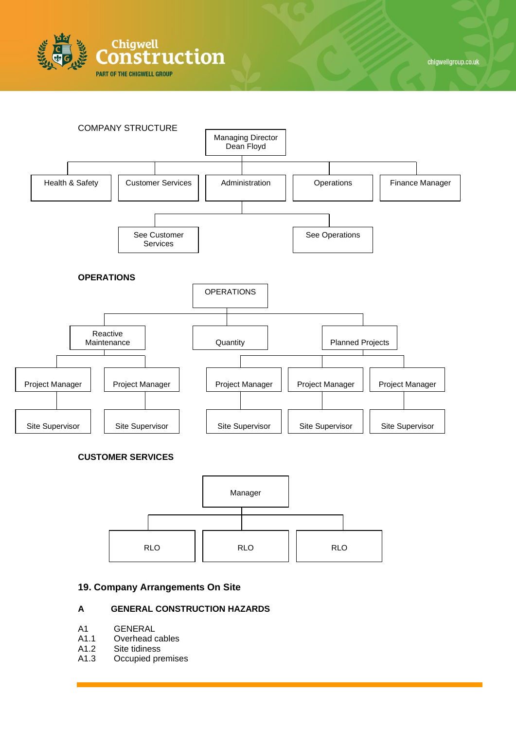COMPANY STRUCTURE

- Managing Director Dean Floyd
  - Health & Safety
  - Customer Services
  - Administration
    - See Customer Services
    - See Operations
  - Operations
  - Finance Manager

**OPERATIONS**

- OPERATIONS
  - Reactive Maintenance
    - Project Manager
      - Site Supervisor
    - Project Manager
      - Site Supervisor
  - Quantity
  - Planned Projects
    - Project Manager
      - Site Supervisor
    - Project Manager
      - Site Supervisor
    - Project Manager
      - Site Supervisor

**CUSTOMER SERVICES**

- Manager
  - RLO
  - RLO
  - RLO

## 19. Company Arrangements On Site

### A GENERAL CONSTRUCTION HAZARDS

A1 GENERAL
A1.1 Overhead cables
A1.2 Site tidiness
A1.3 Occupied premises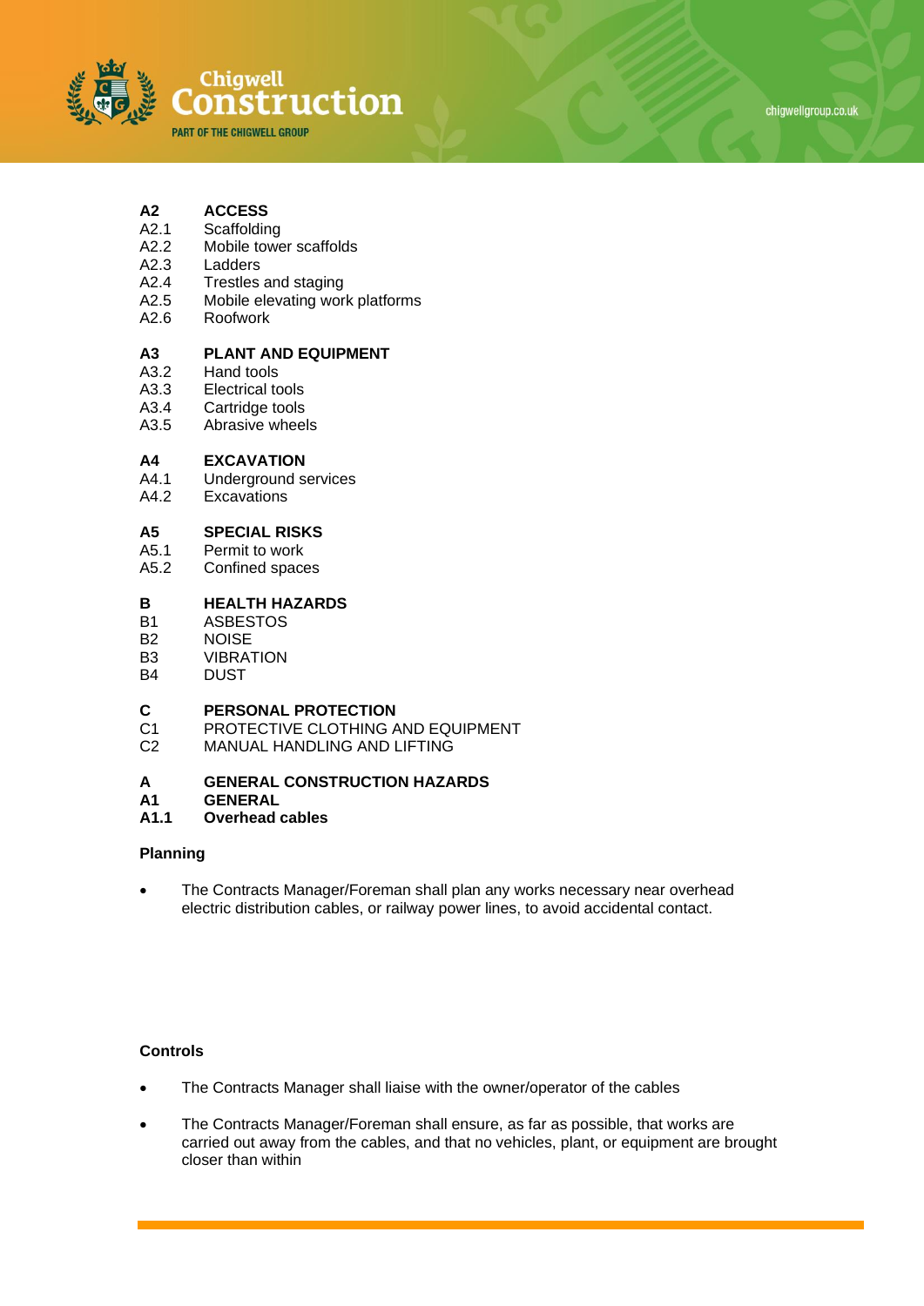**A2 ACCESS**
A2.1 Scaffolding
A2.2 Mobile tower scaffolds
A2.3 Ladders
A2.4 Trestles and staging
A2.5 Mobile elevating work platforms
A2.6 Roofwork

**A3 PLANT AND EQUIPMENT**
A3.2 Hand tools
A3.3 Electrical tools
A3.4 Cartridge tools
A3.5 Abrasive wheels

**A4 EXCAVATION**
A4.1 Underground services
A4.2 Excavations

**A5 SPECIAL RISKS**
A5.1 Permit to work
A5.2 Confined spaces

**B HEALTH HAZARDS**
B1 ASBESTOS
B2 NOISE
B3 VIBRATION
B4 DUST

**C PERSONAL PROTECTION**
C1 PROTECTIVE CLOTHING AND EQUIPMENT
C2 MANUAL HANDLING AND LIFTING

## A GENERAL CONSTRUCTION HAZARDS

## A1 GENERAL

### A1.1 Overhead cables

**Planning**

- The Contracts Manager/Foreman shall plan any works necessary near overhead electric distribution cables, or railway power lines, to avoid accidental contact.

**Controls**

- The Contracts Manager shall liaise with the owner/operator of the cables
- The Contracts Manager/Foreman shall ensure, as far as possible, that works are carried out away from the cables, and that no vehicles, plant, or equipment are brought closer than within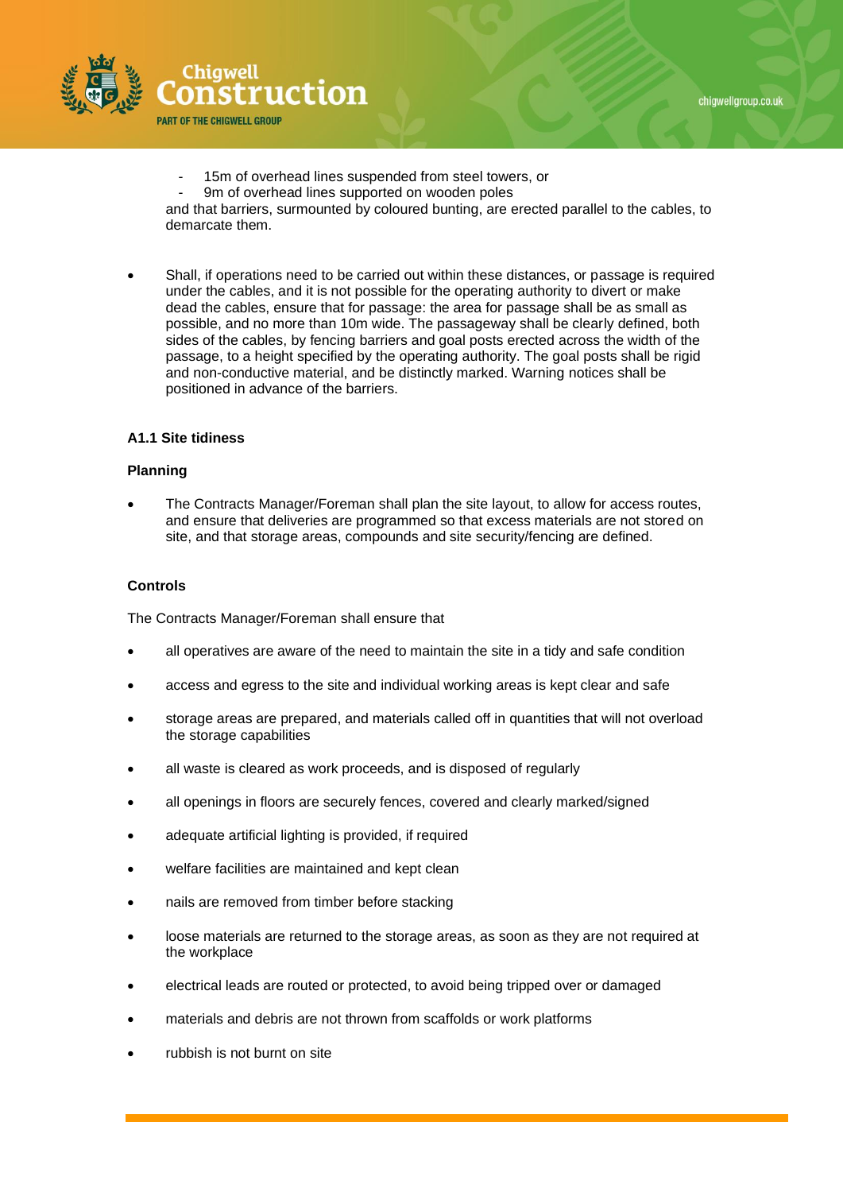- 15m of overhead lines suspended from steel towers, or
- 9m of overhead lines supported on wooden poles

and that barriers, surmounted by coloured bunting, are erected parallel to the cables, to demarcate them.

- Shall, if operations need to be carried out within these distances, or passage is required under the cables, and it is not possible for the operating authority to divert or make dead the cables, ensure that for passage: the area for passage shall be as small as possible, and no more than 10m wide. The passageway shall be clearly defined, both sides of the cables, by fencing barriers and goal posts erected across the width of the passage, to a height specified by the operating authority. The goal posts shall be rigid and non-conductive material, and be distinctly marked. Warning notices shall be positioned in advance of the barriers.

### A1.1 Site tidiness

**Planning**

- The Contracts Manager/Foreman shall plan the site layout, to allow for access routes, and ensure that deliveries are programmed so that excess materials are not stored on site, and that storage areas, compounds and site security/fencing are defined.

**Controls**

The Contracts Manager/Foreman shall ensure that

- all operatives are aware of the need to maintain the site in a tidy and safe condition
- access and egress to the site and individual working areas is kept clear and safe
- storage areas are prepared, and materials called off in quantities that will not overload the storage capabilities
- all waste is cleared as work proceeds, and is disposed of regularly
- all openings in floors are securely fences, covered and clearly marked/signed
- adequate artificial lighting is provided, if required
- welfare facilities are maintained and kept clean
- nails are removed from timber before stacking
- loose materials are returned to the storage areas, as soon as they are not required at the workplace
- electrical leads are routed or protected, to avoid being tripped over or damaged
- materials and debris are not thrown from scaffolds or work platforms
- rubbish is not burnt on site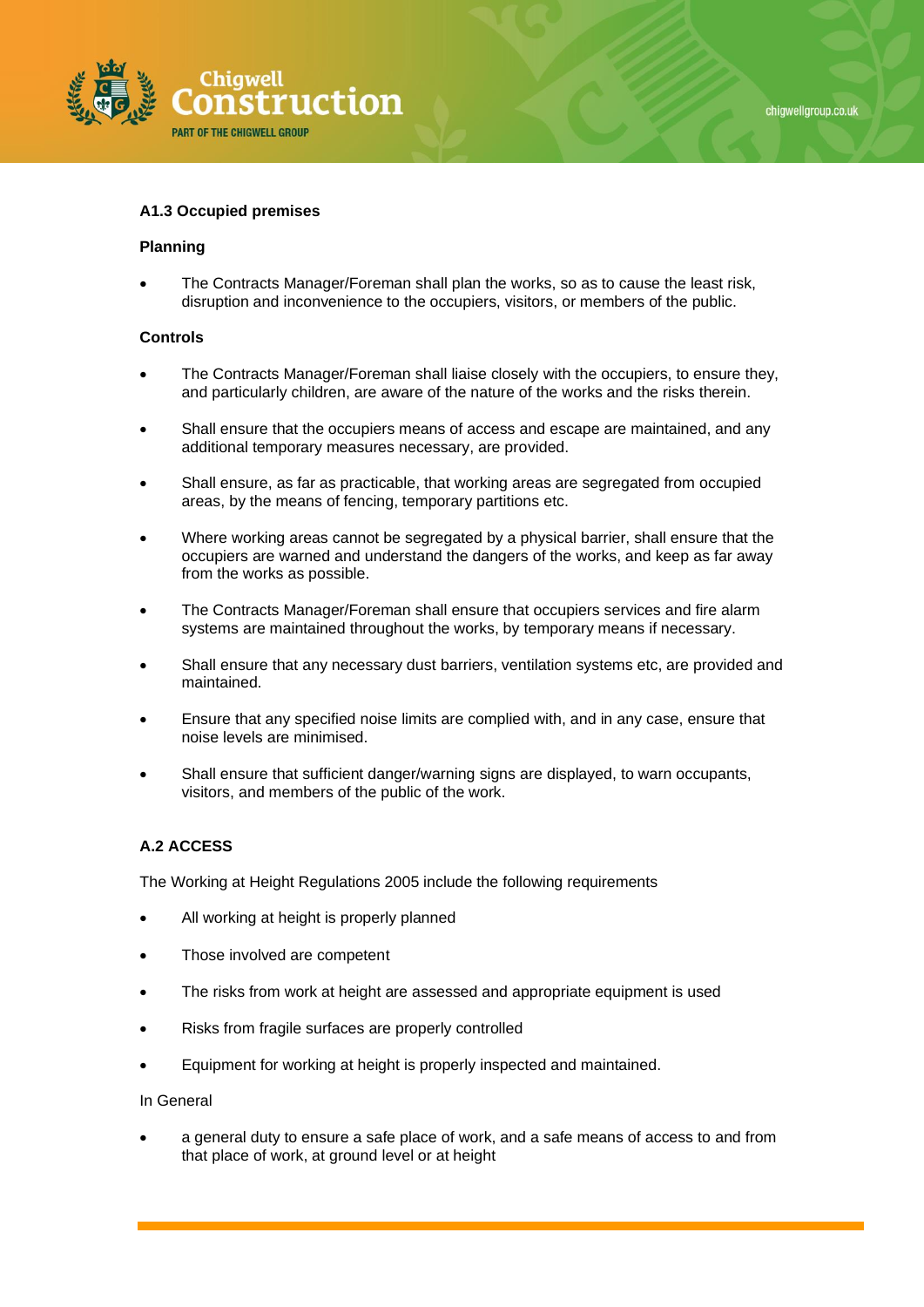**A1.3 Occupied premises**

**Planning**

- The Contracts Manager/Foreman shall plan the works, so as to cause the least risk, disruption and inconvenience to the occupiers, visitors, or members of the public.

**Controls**

- The Contracts Manager/Foreman shall liaise closely with the occupiers, to ensure they, and particularly children, are aware of the nature of the works and the risks therein.
- Shall ensure that the occupiers means of access and escape are maintained, and any additional temporary measures necessary, are provided.
- Shall ensure, as far as practicable, that working areas are segregated from occupied areas, by the means of fencing, temporary partitions etc.
- Where working areas cannot be segregated by a physical barrier, shall ensure that the occupiers are warned and understand the dangers of the works, and keep as far away from the works as possible.
- The Contracts Manager/Foreman shall ensure that occupiers services and fire alarm systems are maintained throughout the works, by temporary means if necessary.
- Shall ensure that any necessary dust barriers, ventilation systems etc, are provided and maintained.
- Ensure that any specified noise limits are complied with, and in any case, ensure that noise levels are minimised.
- Shall ensure that sufficient danger/warning signs are displayed, to warn occupants, visitors, and members of the public of the work.

**A.2 ACCESS**

The Working at Height Regulations 2005 include the following requirements

- All working at height is properly planned
- Those involved are competent
- The risks from work at height are assessed and appropriate equipment is used
- Risks from fragile surfaces are properly controlled
- Equipment for working at height is properly inspected and maintained.

In General

- a general duty to ensure a safe place of work, and a safe means of access to and from that place of work, at ground level or at height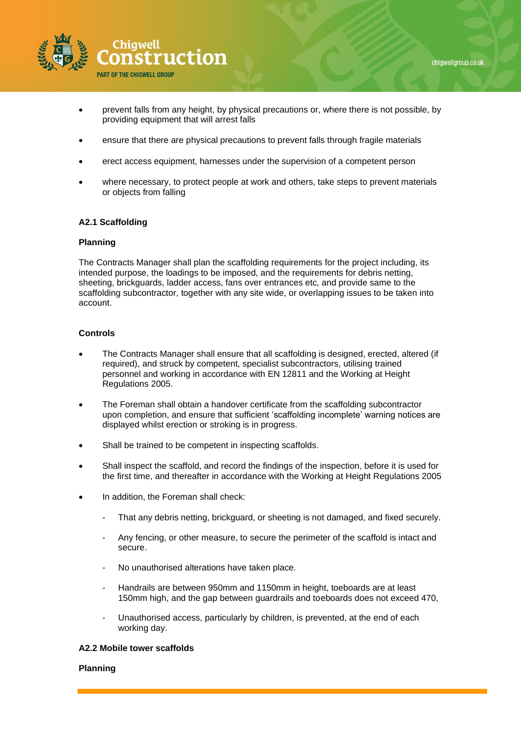- prevent falls from any height, by physical precautions or, where there is not possible, by providing equipment that will arrest falls

- ensure that there are physical precautions to prevent falls through fragile materials

- erect access equipment, harnesses under the supervision of a competent person

- where necessary, to protect people at work and others, take steps to prevent materials or objects from falling

**A2.1 Scaffolding**

**Planning**

The Contracts Manager shall plan the scaffolding requirements for the project including, its intended purpose, the loadings to be imposed, and the requirements for debris netting, sheeting, brickguards, ladder access, fans over entrances etc, and provide same to the scaffolding subcontractor, together with any site wide, or overlapping issues to be taken into account.

**Controls**

- The Contracts Manager shall ensure that all scaffolding is designed, erected, altered (if required), and struck by competent, specialist subcontractors, utilising trained personnel and working in accordance with EN 12811 and the Working at Height Regulations 2005.

- The Foreman shall obtain a handover certificate from the scaffolding subcontractor upon completion, and ensure that sufficient 'scaffolding incomplete' warning notices are displayed whilst erection or stroking is in progress.

- Shall be trained to be competent in inspecting scaffolds.

- Shall inspect the scaffold, and record the findings of the inspection, before it is used for the first time, and thereafter in accordance with the Working at Height Regulations 2005

- In addition, the Foreman shall check:

  - That any debris netting, brickguard, or sheeting is not damaged, and fixed securely.

  - Any fencing, or other measure, to secure the perimeter of the scaffold is intact and secure.

  - No unauthorised alterations have taken place.

  - Handrails are between 950mm and 1150mm in height, toeboards are at least 150mm high, and the gap between guardrails and toeboards does not exceed 470,

  - Unauthorised access, particularly by children, is prevented, at the end of each working day.

**A2.2 Mobile tower scaffolds**

**Planning**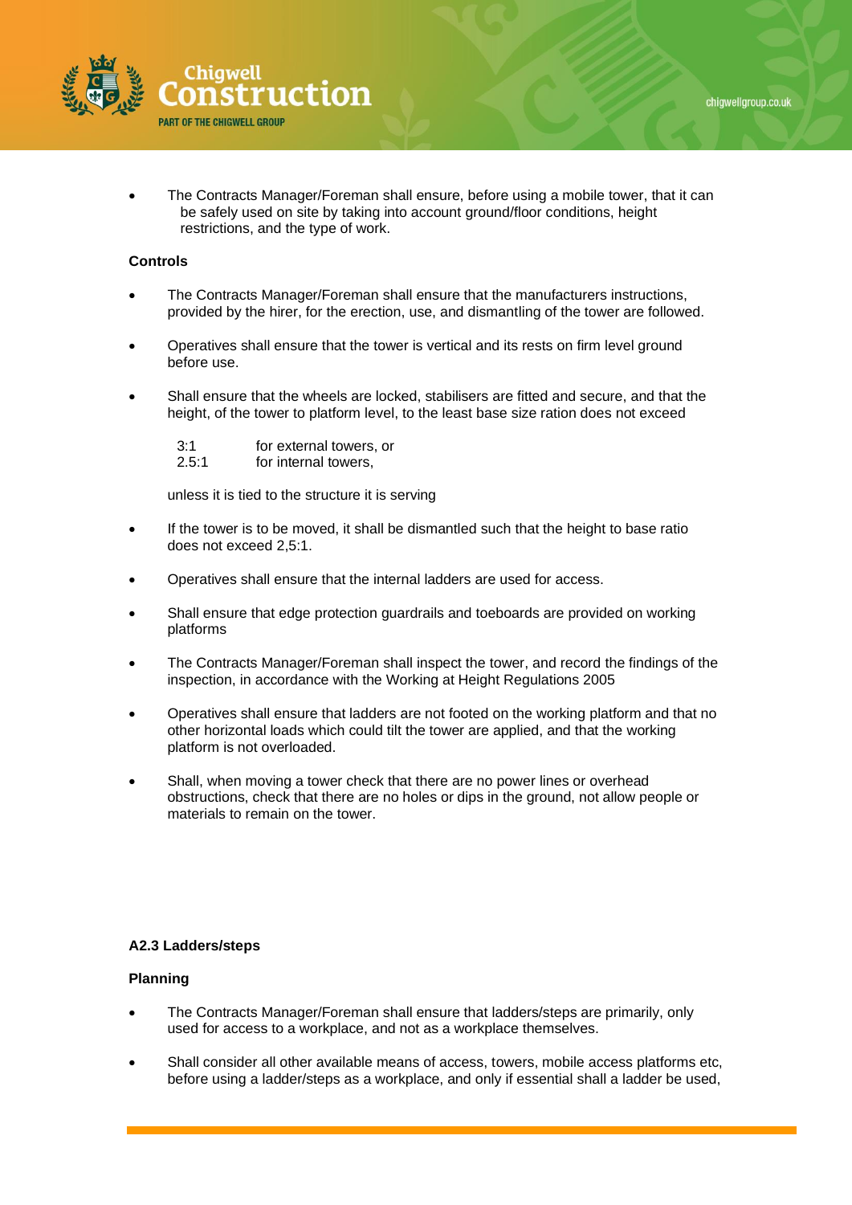- The Contracts Manager/Foreman shall ensure, before using a mobile tower, that it can be safely used on site by taking into account ground/floor conditions, height restrictions, and the type of work.

**Controls**

- The Contracts Manager/Foreman shall ensure that the manufacturers instructions, provided by the hirer, for the erection, use, and dismantling of the tower are followed.

- Operatives shall ensure that the tower is vertical and its rests on firm level ground before use.

- Shall ensure that the wheels are locked, stabilisers are fitted and secure, and that the height, of the tower to platform level, to the least base size ration does not exceed

  3:1 for external towers, or
  2.5:1 for internal towers,

  unless it is tied to the structure it is serving

- If the tower is to be moved, it shall be dismantled such that the height to base ratio does not exceed 2,5:1.

- Operatives shall ensure that the internal ladders are used for access.

- Shall ensure that edge protection guardrails and toeboards are provided on working platforms

- The Contracts Manager/Foreman shall inspect the tower, and record the findings of the inspection, in accordance with the Working at Height Regulations 2005

- Operatives shall ensure that ladders are not footed on the working platform and that no other horizontal loads which could tilt the tower are applied, and that the working platform is not overloaded.

- Shall, when moving a tower check that there are no power lines or overhead obstructions, check that there are no holes or dips in the ground, not allow people or materials to remain on the tower.

**A2.3 Ladders/steps**

**Planning**

- The Contracts Manager/Foreman shall ensure that ladders/steps are primarily, only used for access to a workplace, and not as a workplace themselves.

- Shall consider all other available means of access, towers, mobile access platforms etc, before using a ladder/steps as a workplace, and only if essential shall a ladder be used,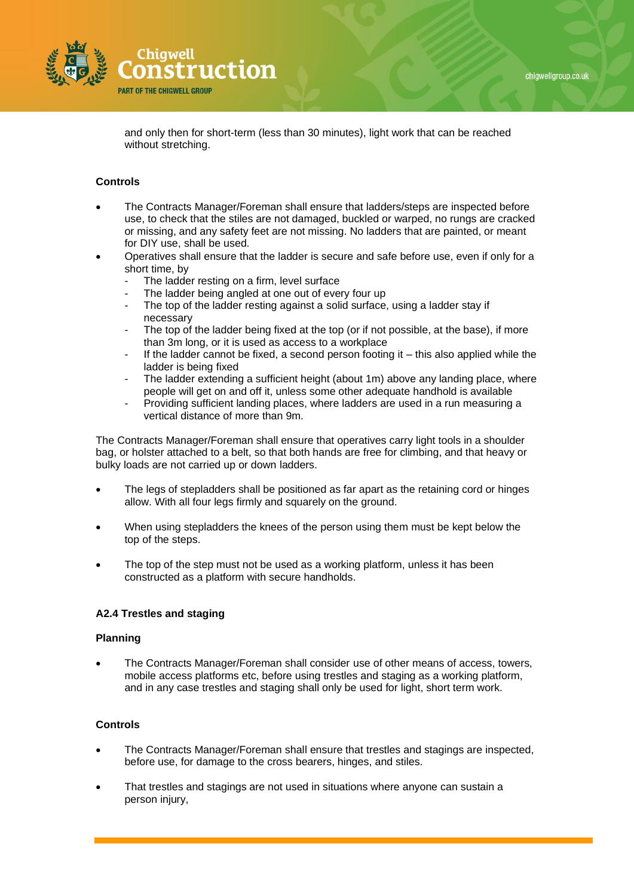and only then for short-term (less than 30 minutes), light work that can be reached without stretching.

**Controls**

- The Contracts Manager/Foreman shall ensure that ladders/steps are inspected before use, to check that the stiles are not damaged, buckled or warped, no rungs are cracked or missing, and any safety feet are not missing. No ladders that are painted, or meant for DIY use, shall be used.
- Operatives shall ensure that the ladder is secure and safe before use, even if only for a short time, by
  - The ladder resting on a firm, level surface
  - The ladder being angled at one out of every four up
  - The top of the ladder resting against a solid surface, using a ladder stay if necessary
  - The top of the ladder being fixed at the top (or if not possible, at the base), if more than 3m long, or it is used as access to a workplace
  - If the ladder cannot be fixed, a second person footing it – this also applied while the ladder is being fixed
  - The ladder extending a sufficient height (about 1m) above any landing place, where people will get on and off it, unless some other adequate handhold is available
  - Providing sufficient landing places, where ladders are used in a run measuring a vertical distance of more than 9m.

The Contracts Manager/Foreman shall ensure that operatives carry light tools in a shoulder bag, or holster attached to a belt, so that both hands are free for climbing, and that heavy or bulky loads are not carried up or down ladders.

- The legs of stepladders shall be positioned as far apart as the retaining cord or hinges allow. With all four legs firmly and squarely on the ground.
- When using stepladders the knees of the person using them must be kept below the top of the steps.
- The top of the step must not be used as a working platform, unless it has been constructed as a platform with secure handholds.

### A2.4 Trestles and staging

**Planning**

- The Contracts Manager/Foreman shall consider use of other means of access, towers, mobile access platforms etc, before using trestles and staging as a working platform, and in any case trestles and staging shall only be used for light, short term work.

**Controls**

- The Contracts Manager/Foreman shall ensure that trestles and stagings are inspected, before use, for damage to the cross bearers, hinges, and stiles.
- That trestles and stagings are not used in situations where anyone can sustain a person injury,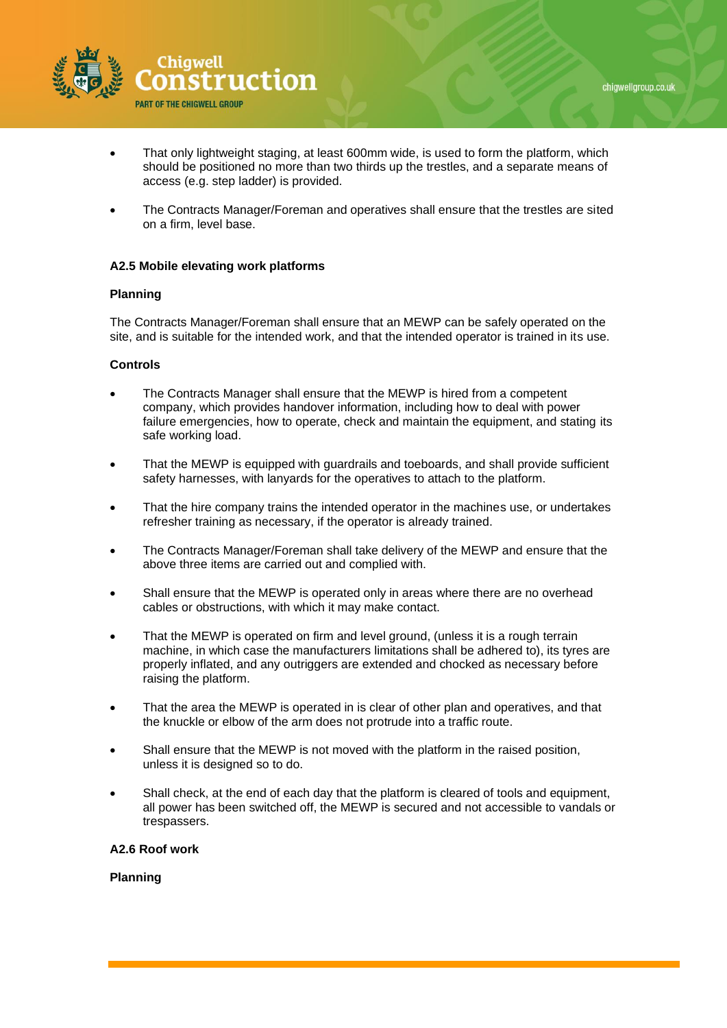- That only lightweight staging, at least 600mm wide, is used to form the platform, which should be positioned no more than two thirds up the trestles, and a separate means of access (e.g. step ladder) is provided.

- The Contracts Manager/Foreman and operatives shall ensure that the trestles are sited on a firm, level base.

**A2.5 Mobile elevating work platforms**

**Planning**

The Contracts Manager/Foreman shall ensure that an MEWP can be safely operated on the site, and is suitable for the intended work, and that the intended operator is trained in its use.

**Controls**

- The Contracts Manager shall ensure that the MEWP is hired from a competent company, which provides handover information, including how to deal with power failure emergencies, how to operate, check and maintain the equipment, and stating its safe working load.

- That the MEWP is equipped with guardrails and toeboards, and shall provide sufficient safety harnesses, with lanyards for the operatives to attach to the platform.

- That the hire company trains the intended operator in the machines use, or undertakes refresher training as necessary, if the operator is already trained.

- The Contracts Manager/Foreman shall take delivery of the MEWP and ensure that the above three items are carried out and complied with.

- Shall ensure that the MEWP is operated only in areas where there are no overhead cables or obstructions, with which it may make contact.

- That the MEWP is operated on firm and level ground, (unless it is a rough terrain machine, in which case the manufacturers limitations shall be adhered to), its tyres are properly inflated, and any outriggers are extended and chocked as necessary before raising the platform.

- That the area the MEWP is operated in is clear of other plan and operatives, and that the knuckle or elbow of the arm does not protrude into a traffic route.

- Shall ensure that the MEWP is not moved with the platform in the raised position, unless it is designed so to do.

- Shall check, at the end of each day that the platform is cleared of tools and equipment, all power has been switched off, the MEWP is secured and not accessible to vandals or trespassers.

**A2.6 Roof work**

**Planning**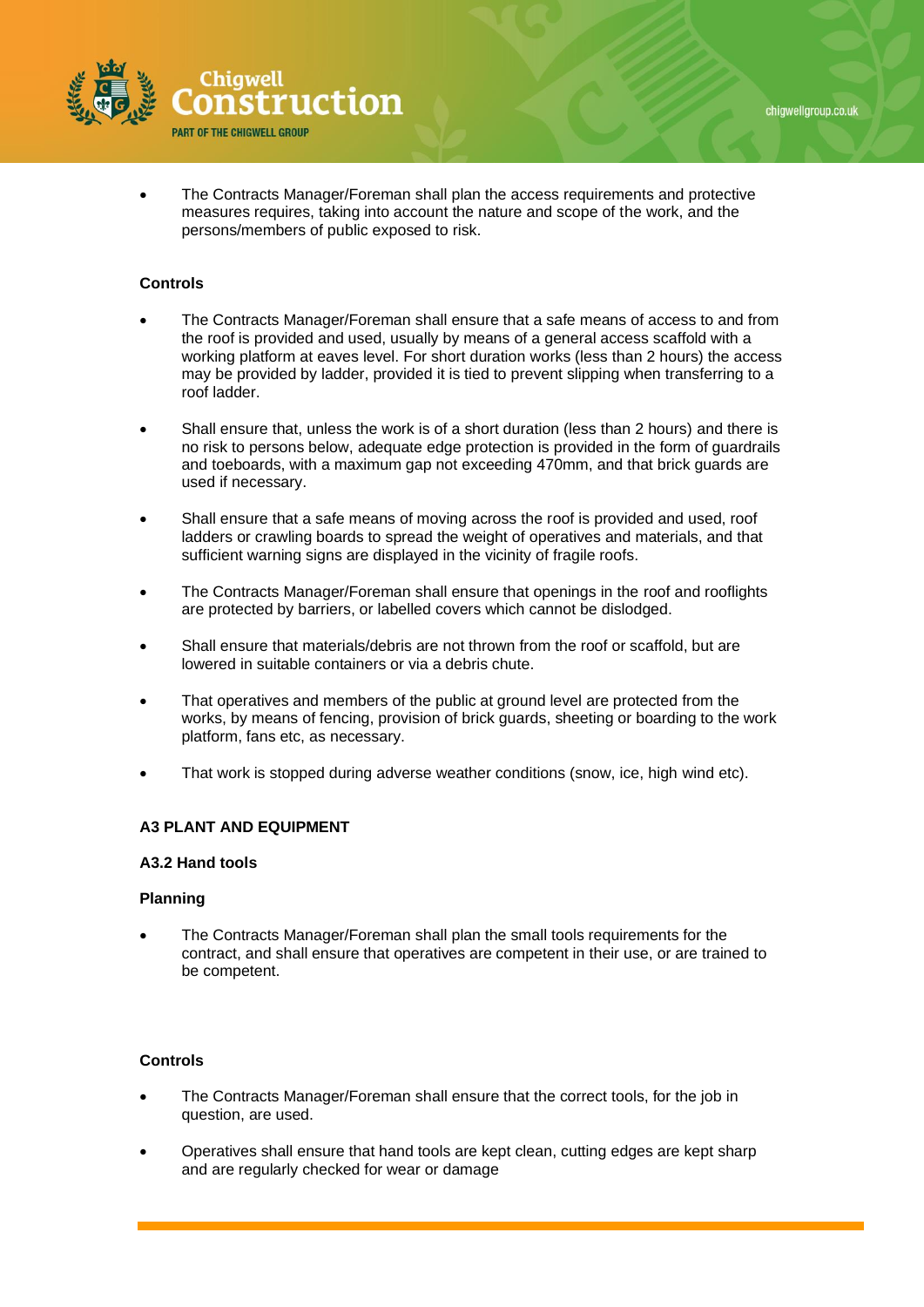- The Contracts Manager/Foreman shall plan the access requirements and protective measures requires, taking into account the nature and scope of the work, and the persons/members of public exposed to risk.

**Controls**

- The Contracts Manager/Foreman shall ensure that a safe means of access to and from the roof is provided and used, usually by means of a general access scaffold with a working platform at eaves level. For short duration works (less than 2 hours) the access may be provided by ladder, provided it is tied to prevent slipping when transferring to a roof ladder.

- Shall ensure that, unless the work is of a short duration (less than 2 hours) and there is no risk to persons below, adequate edge protection is provided in the form of guardrails and toeboards, with a maximum gap not exceeding 470mm, and that brick guards are used if necessary.

- Shall ensure that a safe means of moving across the roof is provided and used, roof ladders or crawling boards to spread the weight of operatives and materials, and that sufficient warning signs are displayed in the vicinity of fragile roofs.

- The Contracts Manager/Foreman shall ensure that openings in the roof and rooflights are protected by barriers, or labelled covers which cannot be dislodged.

- Shall ensure that materials/debris are not thrown from the roof or scaffold, but are lowered in suitable containers or via a debris chute.

- That operatives and members of the public at ground level are protected from the works, by means of fencing, provision of brick guards, sheeting or boarding to the work platform, fans etc, as necessary.

- That work is stopped during adverse weather conditions (snow, ice, high wind etc).

## A3 PLANT AND EQUIPMENT

### A3.2 Hand tools

**Planning**

- The Contracts Manager/Foreman shall plan the small tools requirements for the contract, and shall ensure that operatives are competent in their use, or are trained to be competent.

**Controls**

- The Contracts Manager/Foreman shall ensure that the correct tools, for the job in question, are used.

- Operatives shall ensure that hand tools are kept clean, cutting edges are kept sharp and are regularly checked for wear or damage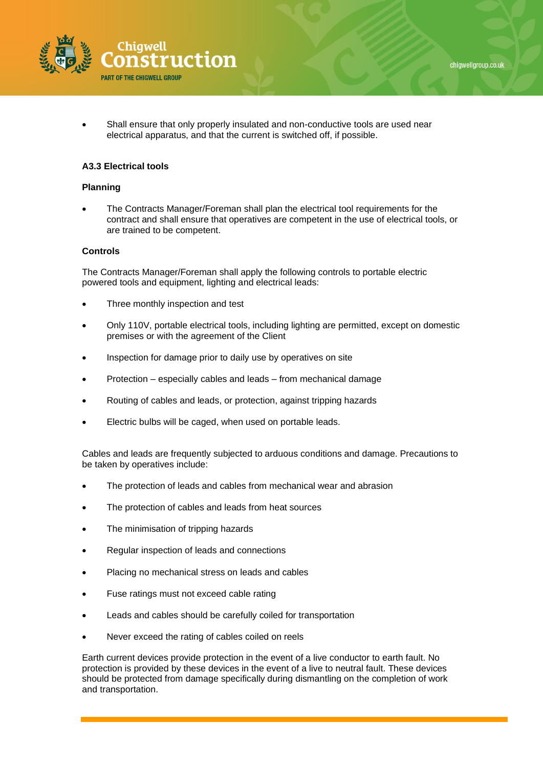- Shall ensure that only properly insulated and non-conductive tools are used near electrical apparatus, and that the current is switched off, if possible.

### A3.3 Electrical tools

#### Planning

- The Contracts Manager/Foreman shall plan the electrical tool requirements for the contract and shall ensure that operatives are competent in the use of electrical tools, or are trained to be competent.

#### Controls

The Contracts Manager/Foreman shall apply the following controls to portable electric powered tools and equipment, lighting and electrical leads:

- Three monthly inspection and test
- Only 110V, portable electrical tools, including lighting are permitted, except on domestic premises or with the agreement of the Client
- Inspection for damage prior to daily use by operatives on site
- Protection – especially cables and leads – from mechanical damage
- Routing of cables and leads, or protection, against tripping hazards
- Electric bulbs will be caged, when used on portable leads.

Cables and leads are frequently subjected to arduous conditions and damage. Precautions to be taken by operatives include:

- The protection of leads and cables from mechanical wear and abrasion
- The protection of cables and leads from heat sources
- The minimisation of tripping hazards
- Regular inspection of leads and connections
- Placing no mechanical stress on leads and cables
- Fuse ratings must not exceed cable rating
- Leads and cables should be carefully coiled for transportation
- Never exceed the rating of cables coiled on reels

Earth current devices provide protection in the event of a live conductor to earth fault. No protection is provided by these devices in the event of a live to neutral fault. These devices should be protected from damage specifically during dismantling on the completion of work and transportation.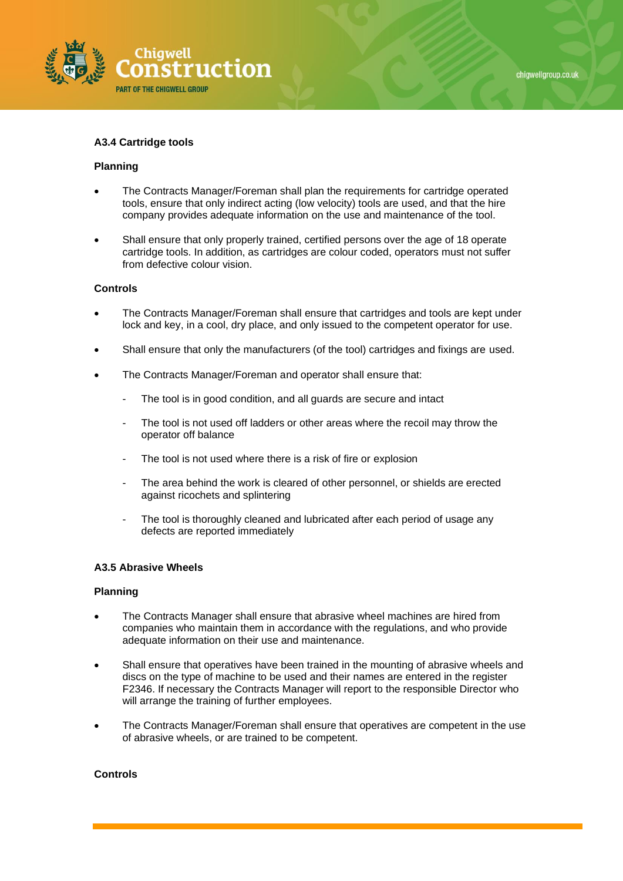**A3.4 Cartridge tools**

**Planning**

- The Contracts Manager/Foreman shall plan the requirements for cartridge operated tools, ensure that only indirect acting (low velocity) tools are used, and that the hire company provides adequate information on the use and maintenance of the tool.
- Shall ensure that only properly trained, certified persons over the age of 18 operate cartridge tools. In addition, as cartridges are colour coded, operators must not suffer from defective colour vision.

**Controls**

- The Contracts Manager/Foreman shall ensure that cartridges and tools are kept under lock and key, in a cool, dry place, and only issued to the competent operator for use.
- Shall ensure that only the manufacturers (of the tool) cartridges and fixings are used.
- The Contracts Manager/Foreman and operator shall ensure that:
  - The tool is in good condition, and all guards are secure and intact
  - The tool is not used off ladders or other areas where the recoil may throw the operator off balance
  - The tool is not used where there is a risk of fire or explosion
  - The area behind the work is cleared of other personnel, or shields are erected against ricochets and splintering
  - The tool is thoroughly cleaned and lubricated after each period of usage any defects are reported immediately

**A3.5 Abrasive Wheels**

**Planning**

- The Contracts Manager shall ensure that abrasive wheel machines are hired from companies who maintain them in accordance with the regulations, and who provide adequate information on their use and maintenance.
- Shall ensure that operatives have been trained in the mounting of abrasive wheels and discs on the type of machine to be used and their names are entered in the register F2346. If necessary the Contracts Manager will report to the responsible Director who will arrange the training of further employees.
- The Contracts Manager/Foreman shall ensure that operatives are competent in the use of abrasive wheels, or are trained to be competent.

**Controls**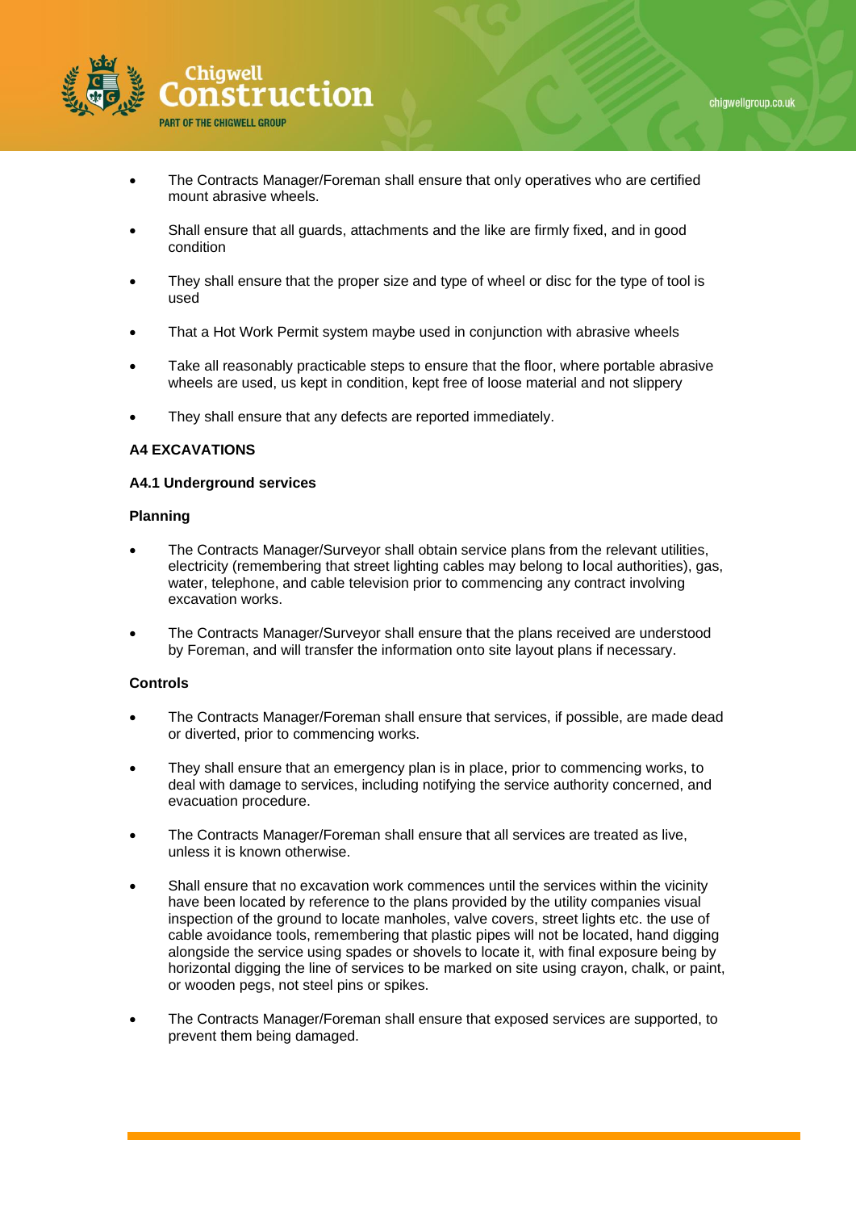- The Contracts Manager/Foreman shall ensure that only operatives who are certified mount abrasive wheels.
- Shall ensure that all guards, attachments and the like are firmly fixed, and in good condition
- They shall ensure that the proper size and type of wheel or disc for the type of tool is used
- That a Hot Work Permit system maybe used in conjunction with abrasive wheels
- Take all reasonably practicable steps to ensure that the floor, where portable abrasive wheels are used, us kept in condition, kept free of loose material and not slippery
- They shall ensure that any defects are reported immediately.

**A4 EXCAVATIONS**

**A4.1 Underground services**

**Planning**

- The Contracts Manager/Surveyor shall obtain service plans from the relevant utilities, electricity (remembering that street lighting cables may belong to local authorities), gas, water, telephone, and cable television prior to commencing any contract involving excavation works.
- The Contracts Manager/Surveyor shall ensure that the plans received are understood by Foreman, and will transfer the information onto site layout plans if necessary.

**Controls**

- The Contracts Manager/Foreman shall ensure that services, if possible, are made dead or diverted, prior to commencing works.
- They shall ensure that an emergency plan is in place, prior to commencing works, to deal with damage to services, including notifying the service authority concerned, and evacuation procedure.
- The Contracts Manager/Foreman shall ensure that all services are treated as live, unless it is known otherwise.
- Shall ensure that no excavation work commences until the services within the vicinity have been located by reference to the plans provided by the utility companies visual inspection of the ground to locate manholes, valve covers, street lights etc. the use of cable avoidance tools, remembering that plastic pipes will not be located, hand digging alongside the service using spades or shovels to locate it, with final exposure being by horizontal digging the line of services to be marked on site using crayon, chalk, or paint, or wooden pegs, not steel pins or spikes.
- The Contracts Manager/Foreman shall ensure that exposed services are supported, to prevent them being damaged.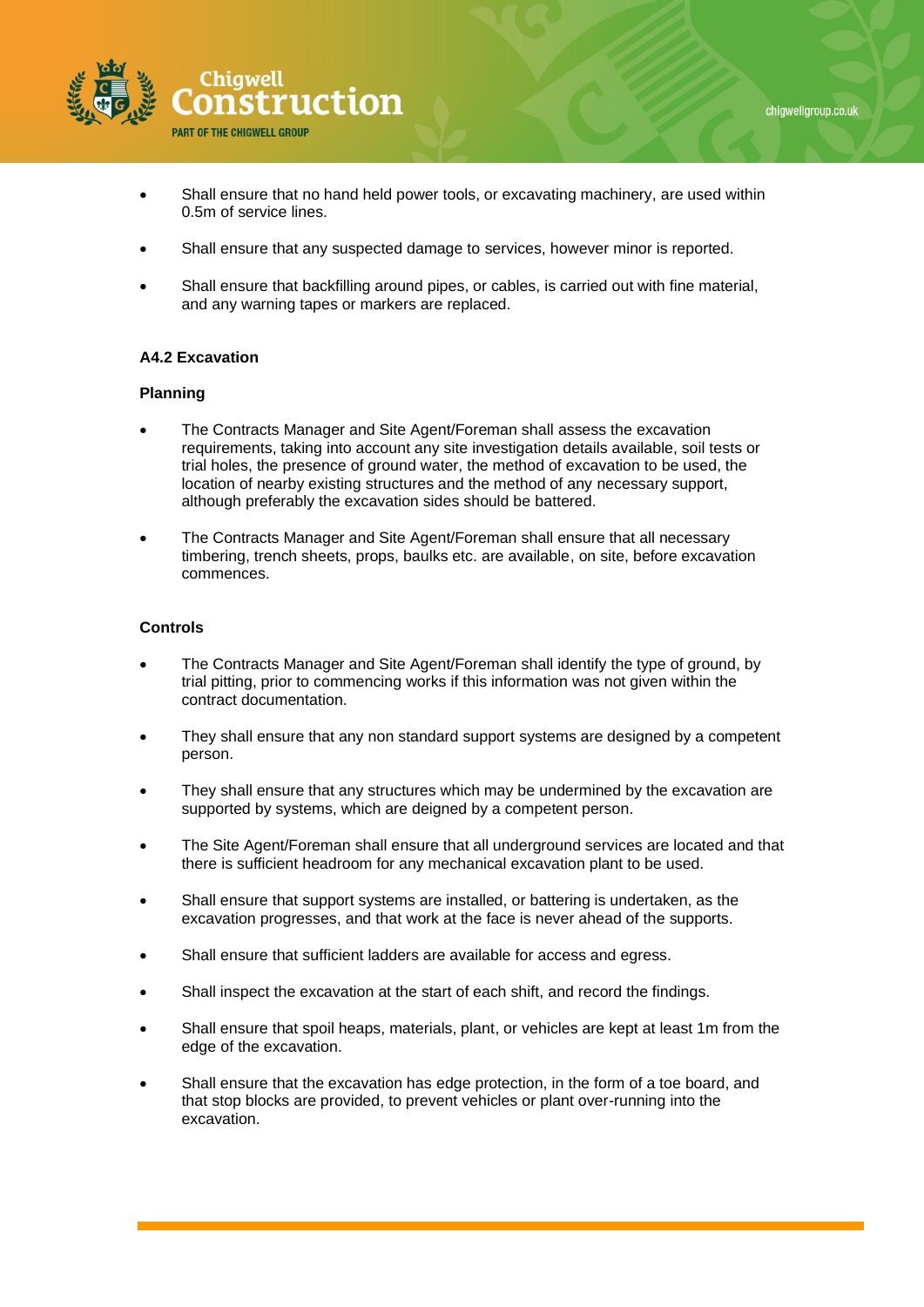- Shall ensure that no hand held power tools, or excavating machinery, are used within 0.5m of service lines.

- Shall ensure that any suspected damage to services, however minor is reported.

- Shall ensure that backfilling around pipes, or cables, is carried out with fine material, and any warning tapes or markers are replaced.

**A4.2 Excavation**

**Planning**

- The Contracts Manager and Site Agent/Foreman shall assess the excavation requirements, taking into account any site investigation details available, soil tests or trial holes, the presence of ground water, the method of excavation to be used, the location of nearby existing structures and the method of any necessary support, although preferably the excavation sides should be battered.

- The Contracts Manager and Site Agent/Foreman shall ensure that all necessary timbering, trench sheets, props, baulks etc. are available, on site, before excavation commences.

**Controls**

- The Contracts Manager and Site Agent/Foreman shall identify the type of ground, by trial pitting, prior to commencing works if this information was not given within the contract documentation.

- They shall ensure that any non standard support systems are designed by a competent person.

- They shall ensure that any structures which may be undermined by the excavation are supported by systems, which are deigned by a competent person.

- The Site Agent/Foreman shall ensure that all underground services are located and that there is sufficient headroom for any mechanical excavation plant to be used.

- Shall ensure that support systems are installed, or battering is undertaken, as the excavation progresses, and that work at the face is never ahead of the supports.

- Shall ensure that sufficient ladders are available for access and egress.

- Shall inspect the excavation at the start of each shift, and record the findings.

- Shall ensure that spoil heaps, materials, plant, or vehicles are kept at least 1m from the edge of the excavation.

- Shall ensure that the excavation has edge protection, in the form of a toe board, and that stop blocks are provided, to prevent vehicles or plant over-running into the excavation.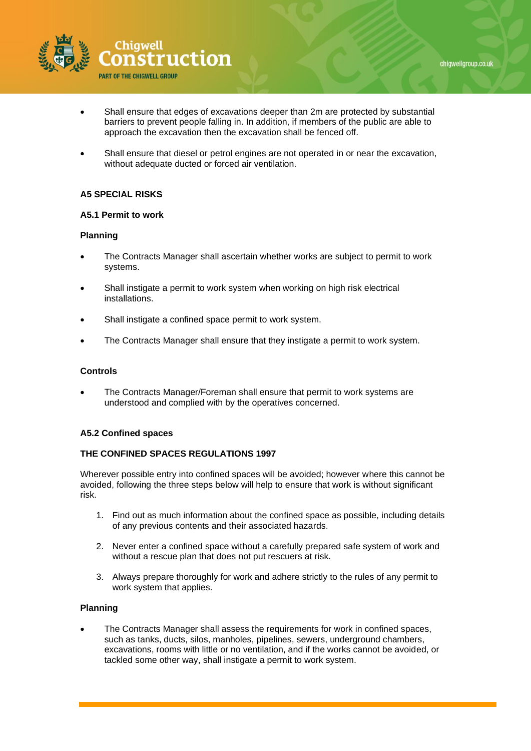- Shall ensure that edges of excavations deeper than 2m are protected by substantial barriers to prevent people falling in. In addition, if members of the public are able to approach the excavation then the excavation shall be fenced off.
- Shall ensure that diesel or petrol engines are not operated in or near the excavation, without adequate ducted or forced air ventilation.

**A5 SPECIAL RISKS**

**A5.1 Permit to work**

**Planning**

- The Contracts Manager shall ascertain whether works are subject to permit to work systems.
- Shall instigate a permit to work system when working on high risk electrical installations.
- Shall instigate a confined space permit to work system.
- The Contracts Manager shall ensure that they instigate a permit to work system.

**Controls**

- The Contracts Manager/Foreman shall ensure that permit to work systems are understood and complied with by the operatives concerned.

**A5.2 Confined spaces**

**THE CONFINED SPACES REGULATIONS 1997**

Wherever possible entry into confined spaces will be avoided; however where this cannot be avoided, following the three steps below will help to ensure that work is without significant risk.

1. Find out as much information about the confined space as possible, including details of any previous contents and their associated hazards.
2. Never enter a confined space without a carefully prepared safe system of work and without a rescue plan that does not put rescuers at risk.
3. Always prepare thoroughly for work and adhere strictly to the rules of any permit to work system that applies.

**Planning**

- The Contracts Manager shall assess the requirements for work in confined spaces, such as tanks, ducts, silos, manholes, pipelines, sewers, underground chambers, excavations, rooms with little or no ventilation, and if the works cannot be avoided, or tackled some other way, shall instigate a permit to work system.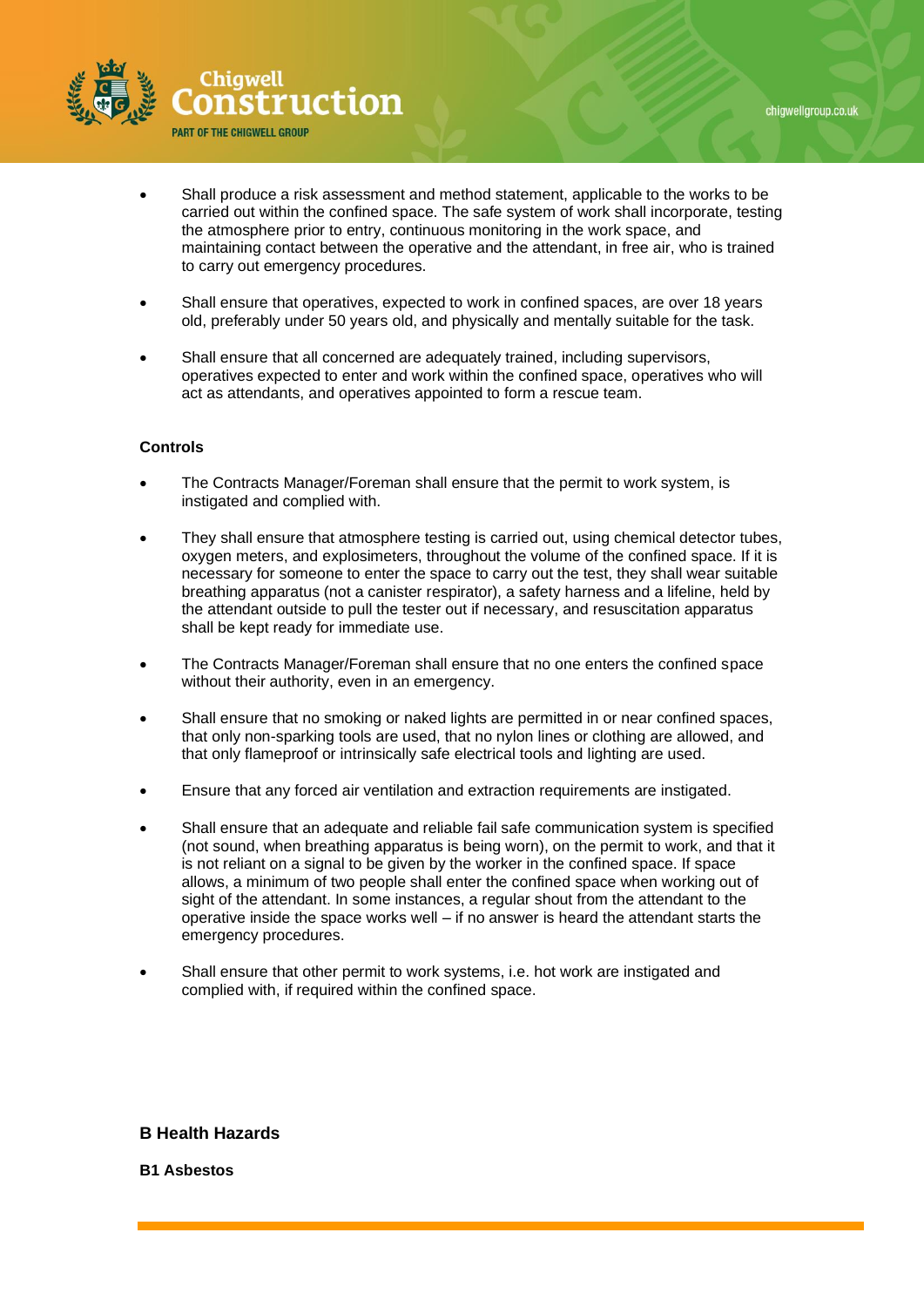- Shall produce a risk assessment and method statement, applicable to the works to be carried out within the confined space. The safe system of work shall incorporate, testing the atmosphere prior to entry, continuous monitoring in the work space, and maintaining contact between the operative and the attendant, in free air, who is trained to carry out emergency procedures.

- Shall ensure that operatives, expected to work in confined spaces, are over 18 years old, preferably under 50 years old, and physically and mentally suitable for the task.

- Shall ensure that all concerned are adequately trained, including supervisors, operatives expected to enter and work within the confined space, operatives who will act as attendants, and operatives appointed to form a rescue team.

**Controls**

- The Contracts Manager/Foreman shall ensure that the permit to work system, is instigated and complied with.

- They shall ensure that atmosphere testing is carried out, using chemical detector tubes, oxygen meters, and explosimeters, throughout the volume of the confined space. If it is necessary for someone to enter the space to carry out the test, they shall wear suitable breathing apparatus (not a canister respirator), a safety harness and a lifeline, held by the attendant outside to pull the tester out if necessary, and resuscitation apparatus shall be kept ready for immediate use.

- The Contracts Manager/Foreman shall ensure that no one enters the confined space without their authority, even in an emergency.

- Shall ensure that no smoking or naked lights are permitted in or near confined spaces, that only non-sparking tools are used, that no nylon lines or clothing are allowed, and that only flameproof or intrinsically safe electrical tools and lighting are used.

- Ensure that any forced air ventilation and extraction requirements are instigated.

- Shall ensure that an adequate and reliable fail safe communication system is specified (not sound, when breathing apparatus is being worn), on the permit to work, and that it is not reliant on a signal to be given by the worker in the confined space. If space allows, a minimum of two people shall enter the confined space when working out of sight of the attendant. In some instances, a regular shout from the attendant to the operative inside the space works well – if no answer is heard the attendant starts the emergency procedures.

- Shall ensure that other permit to work systems, i.e. hot work are instigated and complied with, if required within the confined space.

## B Health Hazards

### B1 Asbestos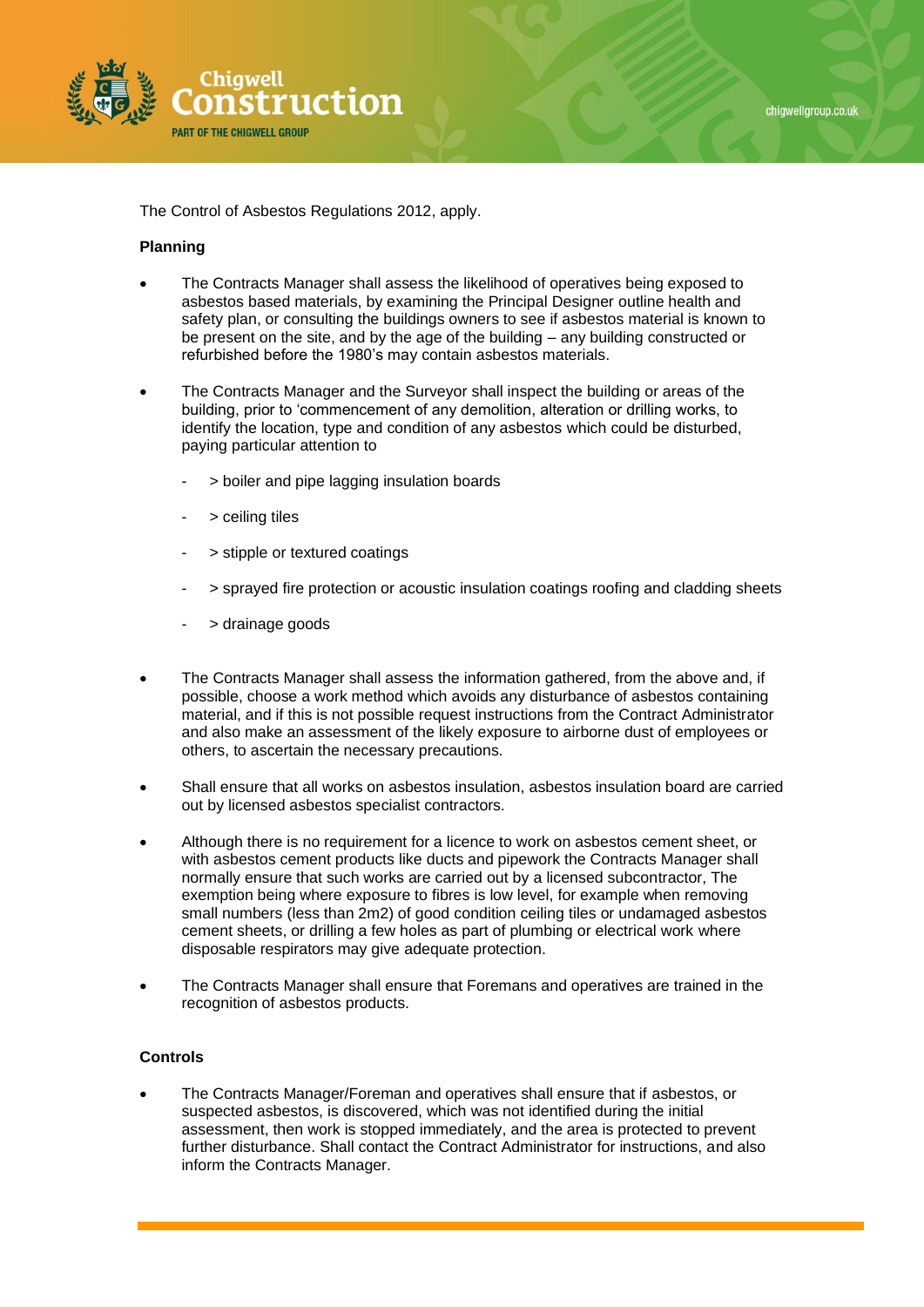The Control of Asbestos Regulations 2012, apply.

**Planning**

- The Contracts Manager shall assess the likelihood of operatives being exposed to asbestos based materials, by examining the Principal Designer outline health and safety plan, or consulting the buildings owners to see if asbestos material is known to be present on the site, and by the age of the building – any building constructed or refurbished before the 1980's may contain asbestos materials.

- The Contracts Manager and the Surveyor shall inspect the building or areas of the building, prior to 'commencement of any demolition, alteration or drilling works, to identify the location, type and condition of any asbestos which could be disturbed, paying particular attention to
  - > boiler and pipe lagging insulation boards
  - > ceiling tiles
  - > stipple or textured coatings
  - > sprayed fire protection or acoustic insulation coatings roofing and cladding sheets
  - > drainage goods

- The Contracts Manager shall assess the information gathered, from the above and, if possible, choose a work method which avoids any disturbance of asbestos containing material, and if this is not possible request instructions from the Contract Administrator and also make an assessment of the likely exposure to airborne dust of employees or others, to ascertain the necessary precautions.

- Shall ensure that all works on asbestos insulation, asbestos insulation board are carried out by licensed asbestos specialist contractors.

- Although there is no requirement for a licence to work on asbestos cement sheet, or with asbestos cement products like ducts and pipework the Contracts Manager shall normally ensure that such works are carried out by a licensed subcontractor, The exemption being where exposure to fibres is low level, for example when removing small numbers (less than 2m2) of good condition ceiling tiles or undamaged asbestos cement sheets, or drilling a few holes as part of plumbing or electrical work where disposable respirators may give adequate protection.

- The Contracts Manager shall ensure that Foremans and operatives are trained in the recognition of asbestos products.

**Controls**

- The Contracts Manager/Foreman and operatives shall ensure that if asbestos, or suspected asbestos, is discovered, which was not identified during the initial assessment, then work is stopped immediately, and the area is protected to prevent further disturbance. Shall contact the Contract Administrator for instructions, and also inform the Contracts Manager.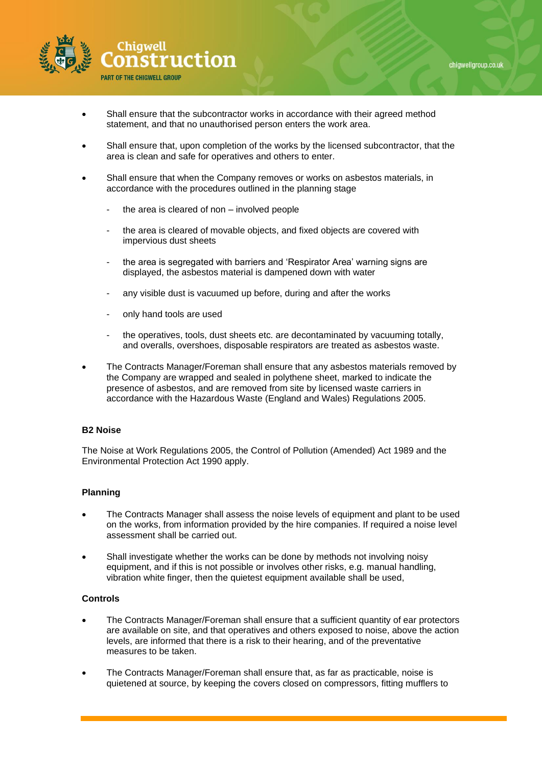- Shall ensure that the subcontractor works in accordance with their agreed method statement, and that no unauthorised person enters the work area.

- Shall ensure that, upon completion of the works by the licensed subcontractor, that the area is clean and safe for operatives and others to enter.

- Shall ensure that when the Company removes or works on asbestos materials, in accordance with the procedures outlined in the planning stage

  - the area is cleared of non – involved people

  - the area is cleared of movable objects, and fixed objects are covered with impervious dust sheets

  - the area is segregated with barriers and 'Respirator Area' warning signs are displayed, the asbestos material is dampened down with water

  - any visible dust is vacuumed up before, during and after the works

  - only hand tools are used

  - the operatives, tools, dust sheets etc. are decontaminated by vacuuming totally, and overalls, overshoes, disposable respirators are treated as asbestos waste.

- The Contracts Manager/Foreman shall ensure that any asbestos materials removed by the Company are wrapped and sealed in polythene sheet, marked to indicate the presence of asbestos, and are removed from site by licensed waste carriers in accordance with the Hazardous Waste (England and Wales) Regulations 2005.

**B2 Noise**

The Noise at Work Regulations 2005, the Control of Pollution (Amended) Act 1989 and the Environmental Protection Act 1990 apply.

**Planning**

- The Contracts Manager shall assess the noise levels of equipment and plant to be used on the works, from information provided by the hire companies. If required a noise level assessment shall be carried out.

- Shall investigate whether the works can be done by methods not involving noisy equipment, and if this is not possible or involves other risks, e.g. manual handling, vibration white finger, then the quietest equipment available shall be used,

**Controls**

- The Contracts Manager/Foreman shall ensure that a sufficient quantity of ear protectors are available on site, and that operatives and others exposed to noise, above the action levels, are informed that there is a risk to their hearing, and of the preventative measures to be taken.

- The Contracts Manager/Foreman shall ensure that, as far as practicable, noise is quietened at source, by keeping the covers closed on compressors, fitting mufflers to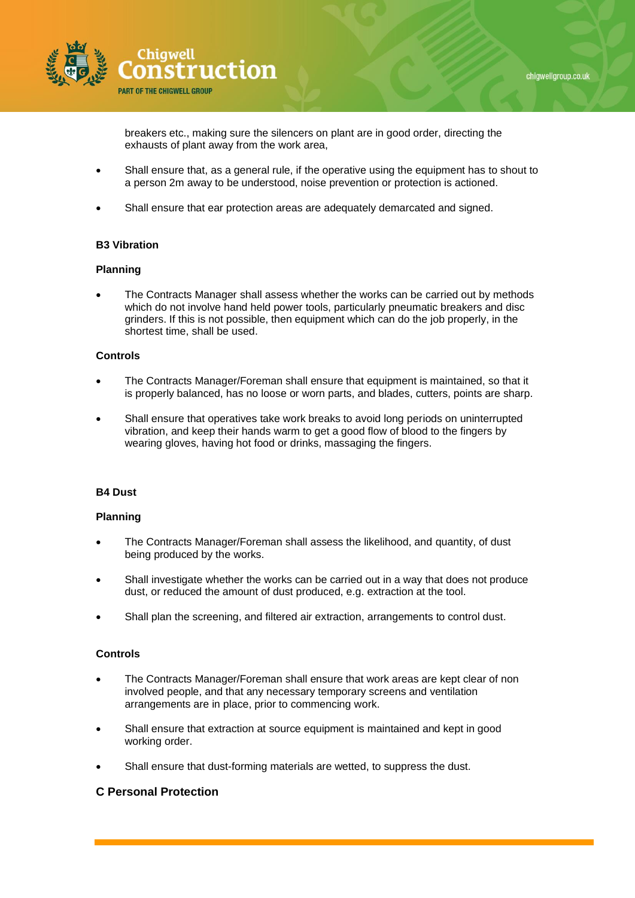breakers etc., making sure the silencers on plant are in good order, directing the exhausts of plant away from the work area,

- Shall ensure that, as a general rule, if the operative using the equipment has to shout to a person 2m away to be understood, noise prevention or protection is actioned.
- Shall ensure that ear protection areas are adequately demarcated and signed.

**B3 Vibration**

**Planning**

- The Contracts Manager shall assess whether the works can be carried out by methods which do not involve hand held power tools, particularly pneumatic breakers and disc grinders. If this is not possible, then equipment which can do the job properly, in the shortest time, shall be used.

**Controls**

- The Contracts Manager/Foreman shall ensure that equipment is maintained, so that it is properly balanced, has no loose or worn parts, and blades, cutters, points are sharp.
- Shall ensure that operatives take work breaks to avoid long periods on uninterrupted vibration, and keep their hands warm to get a good flow of blood to the fingers by wearing gloves, having hot food or drinks, massaging the fingers.

**B4 Dust**

**Planning**

- The Contracts Manager/Foreman shall assess the likelihood, and quantity, of dust being produced by the works.
- Shall investigate whether the works can be carried out in a way that does not produce dust, or reduced the amount of dust produced, e.g. extraction at the tool.
- Shall plan the screening, and filtered air extraction, arrangements to control dust.

**Controls**

- The Contracts Manager/Foreman shall ensure that work areas are kept clear of non involved people, and that any necessary temporary screens and ventilation arrangements are in place, prior to commencing work.
- Shall ensure that extraction at source equipment is maintained and kept in good working order.
- Shall ensure that dust-forming materials are wetted, to suppress the dust.

## C Personal Protection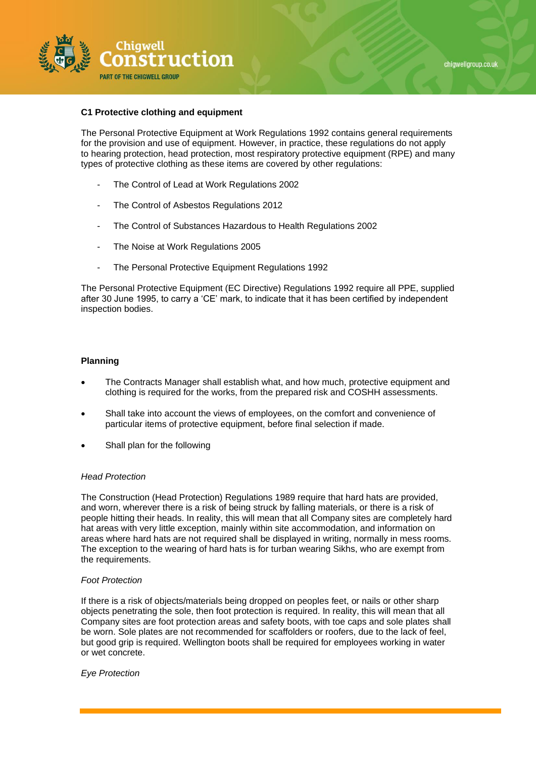**C1 Protective clothing and equipment**

The Personal Protective Equipment at Work Regulations 1992 contains general requirements for the provision and use of equipment. However, in practice, these regulations do not apply to hearing protection, head protection, most respiratory protective equipment (RPE) and many types of protective clothing as these items are covered by other regulations:

- The Control of Lead at Work Regulations 2002
- The Control of Asbestos Regulations 2012
- The Control of Substances Hazardous to Health Regulations 2002
- The Noise at Work Regulations 2005
- The Personal Protective Equipment Regulations 1992

The Personal Protective Equipment (EC Directive) Regulations 1992 require all PPE, supplied after 30 June 1995, to carry a 'CE' mark, to indicate that it has been certified by independent inspection bodies.

**Planning**

- The Contracts Manager shall establish what, and how much, protective equipment and clothing is required for the works, from the prepared risk and COSHH assessments.
- Shall take into account the views of employees, on the comfort and convenience of particular items of protective equipment, before final selection if made.
- Shall plan for the following

*Head Protection*

The Construction (Head Protection) Regulations 1989 require that hard hats are provided, and worn, wherever there is a risk of being struck by falling materials, or there is a risk of people hitting their heads. In reality, this will mean that all Company sites are completely hard hat areas with very little exception, mainly within site accommodation, and information on areas where hard hats are not required shall be displayed in writing, normally in mess rooms. The exception to the wearing of hard hats is for turban wearing Sikhs, who are exempt from the requirements.

*Foot Protection*

If there is a risk of objects/materials being dropped on peoples feet, or nails or other sharp objects penetrating the sole, then foot protection is required. In reality, this will mean that all Company sites are foot protection areas and safety boots, with toe caps and sole plates shall be worn. Sole plates are not recommended for scaffolders or roofers, due to the lack of feel, but good grip is required. Wellington boots shall be required for employees working in water or wet concrete.

*Eye Protection*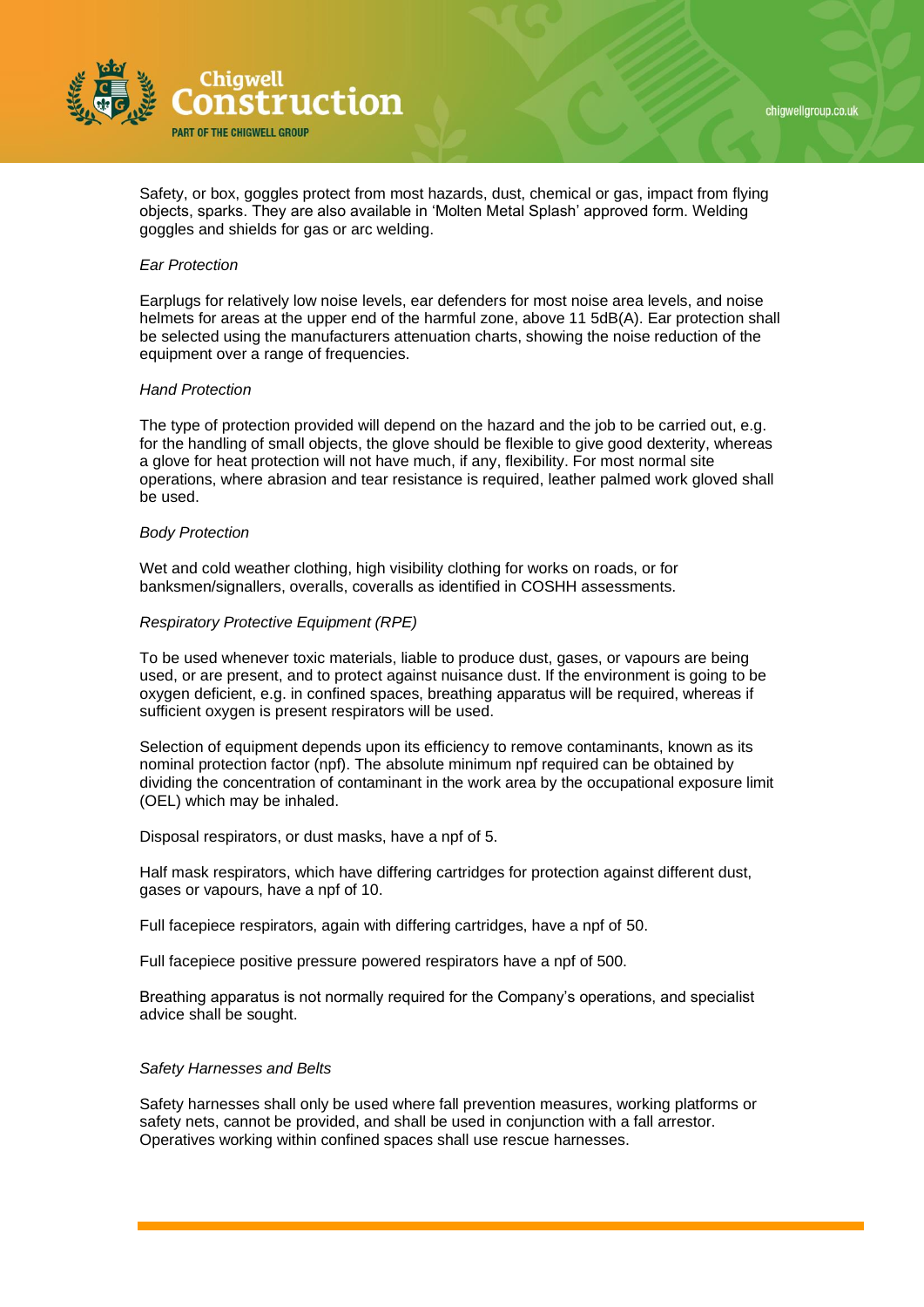Safety, or box, goggles protect from most hazards, dust, chemical or gas, impact from flying objects, sparks. They are also available in 'Molten Metal Splash' approved form. Welding goggles and shields for gas or arc welding.

*Ear Protection*

Earplugs for relatively low noise levels, ear defenders for most noise area levels, and noise helmets for areas at the upper end of the harmful zone, above 11 5dB(A). Ear protection shall be selected using the manufacturers attenuation charts, showing the noise reduction of the equipment over a range of frequencies.

*Hand Protection*

The type of protection provided will depend on the hazard and the job to be carried out, e.g. for the handling of small objects, the glove should be flexible to give good dexterity, whereas a glove for heat protection will not have much, if any, flexibility. For most normal site operations, where abrasion and tear resistance is required, leather palmed work gloved shall be used.

*Body Protection*

Wet and cold weather clothing, high visibility clothing for works on roads, or for banksmen/signallers, overalls, coveralls as identified in COSHH assessments.

*Respiratory Protective Equipment (RPE)*

To be used whenever toxic materials, liable to produce dust, gases, or vapours are being used, or are present, and to protect against nuisance dust. If the environment is going to be oxygen deficient, e.g. in confined spaces, breathing apparatus will be required, whereas if sufficient oxygen is present respirators will be used.

Selection of equipment depends upon its efficiency to remove contaminants, known as its nominal protection factor (npf). The absolute minimum npf required can be obtained by dividing the concentration of contaminant in the work area by the occupational exposure limit (OEL) which may be inhaled.

Disposal respirators, or dust masks, have a npf of 5.

Half mask respirators, which have differing cartridges for protection against different dust, gases or vapours, have a npf of 10.

Full facepiece respirators, again with differing cartridges, have a npf of 50.

Full facepiece positive pressure powered respirators have a npf of 500.

Breathing apparatus is not normally required for the Company's operations, and specialist advice shall be sought.

*Safety Harnesses and Belts*

Safety harnesses shall only be used where fall prevention measures, working platforms or safety nets, cannot be provided, and shall be used in conjunction with a fall arrestor. Operatives working within confined spaces shall use rescue harnesses.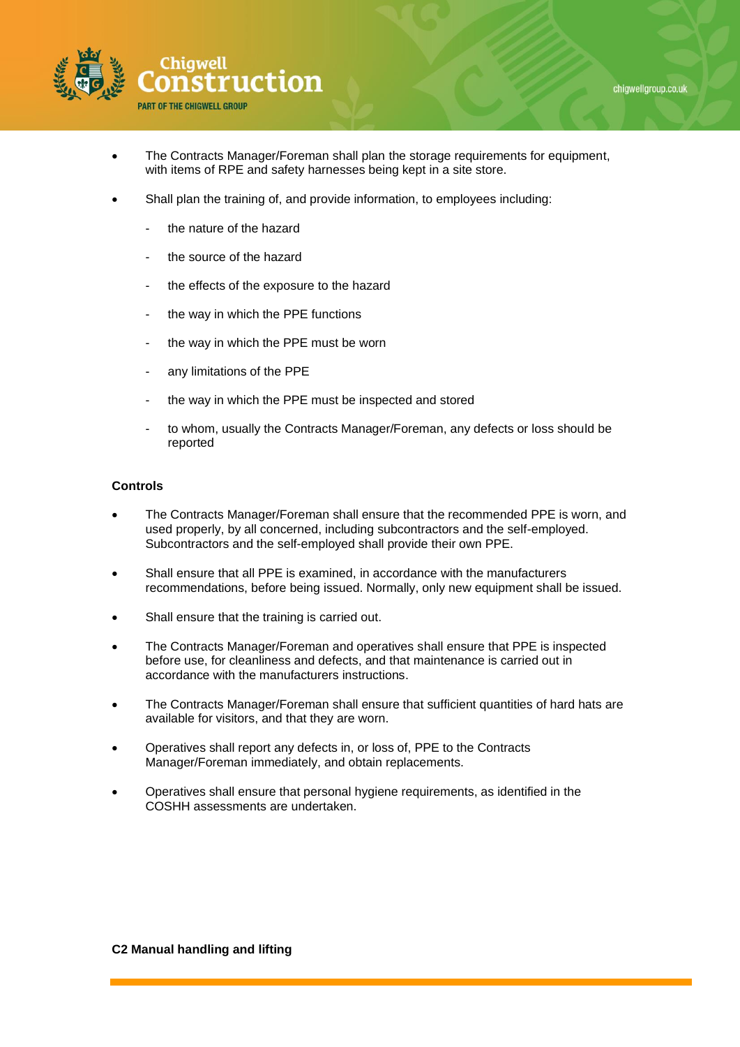- The Contracts Manager/Foreman shall plan the storage requirements for equipment, with items of RPE and safety harnesses being kept in a site store.
- Shall plan the training of, and provide information, to employees including:
  - the nature of the hazard
  - the source of the hazard
  - the effects of the exposure to the hazard
  - the way in which the PPE functions
  - the way in which the PPE must be worn
  - any limitations of the PPE
  - the way in which the PPE must be inspected and stored
  - to whom, usually the Contracts Manager/Foreman, any defects or loss should be reported

**Controls**

- The Contracts Manager/Foreman shall ensure that the recommended PPE is worn, and used properly, by all concerned, including subcontractors and the self-employed. Subcontractors and the self-employed shall provide their own PPE.
- Shall ensure that all PPE is examined, in accordance with the manufacturers recommendations, before being issued. Normally, only new equipment shall be issued.
- Shall ensure that the training is carried out.
- The Contracts Manager/Foreman and operatives shall ensure that PPE is inspected before use, for cleanliness and defects, and that maintenance is carried out in accordance with the manufacturers instructions.
- The Contracts Manager/Foreman shall ensure that sufficient quantities of hard hats are available for visitors, and that they are worn.
- Operatives shall report any defects in, or loss of, PPE to the Contracts Manager/Foreman immediately, and obtain replacements.
- Operatives shall ensure that personal hygiene requirements, as identified in the COSHH assessments are undertaken.

**C2 Manual handling and lifting**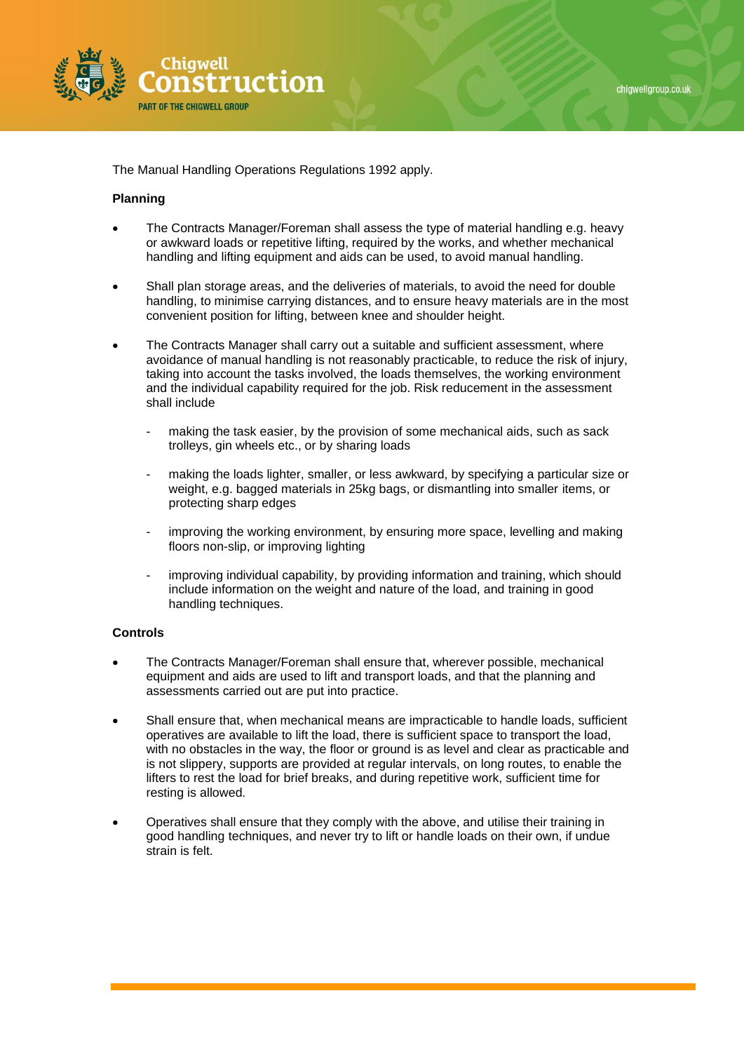The Manual Handling Operations Regulations 1992 apply.

**Planning**

- The Contracts Manager/Foreman shall assess the type of material handling e.g. heavy or awkward loads or repetitive lifting, required by the works, and whether mechanical handling and lifting equipment and aids can be used, to avoid manual handling.
- Shall plan storage areas, and the deliveries of materials, to avoid the need for double handling, to minimise carrying distances, and to ensure heavy materials are in the most convenient position for lifting, between knee and shoulder height.
- The Contracts Manager shall carry out a suitable and sufficient assessment, where avoidance of manual handling is not reasonably practicable, to reduce the risk of injury, taking into account the tasks involved, the loads themselves, the working environment and the individual capability required for the job. Risk reducement in the assessment shall include
  - making the task easier, by the provision of some mechanical aids, such as sack trolleys, gin wheels etc., or by sharing loads
  - making the loads lighter, smaller, or less awkward, by specifying a particular size or weight, e.g. bagged materials in 25kg bags, or dismantling into smaller items, or protecting sharp edges
  - improving the working environment, by ensuring more space, levelling and making floors non-slip, or improving lighting
  - improving individual capability, by providing information and training, which should include information on the weight and nature of the load, and training in good handling techniques.

**Controls**

- The Contracts Manager/Foreman shall ensure that, wherever possible, mechanical equipment and aids are used to lift and transport loads, and that the planning and assessments carried out are put into practice.
- Shall ensure that, when mechanical means are impracticable to handle loads, sufficient operatives are available to lift the load, there is sufficient space to transport the load, with no obstacles in the way, the floor or ground is as level and clear as practicable and is not slippery, supports are provided at regular intervals, on long routes, to enable the lifters to rest the load for brief breaks, and during repetitive work, sufficient time for resting is allowed.
- Operatives shall ensure that they comply with the above, and utilise their training in good handling techniques, and never try to lift or handle loads on their own, if undue strain is felt.